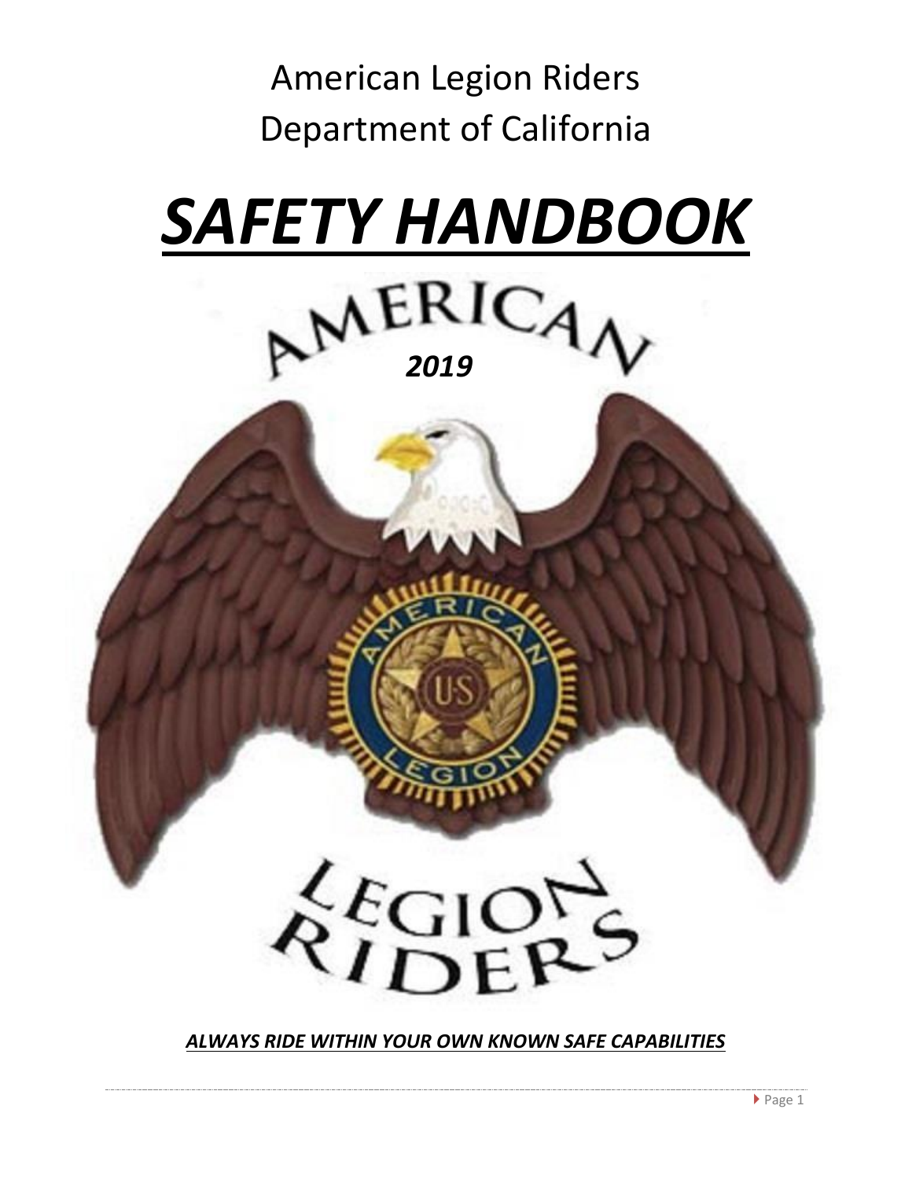American Legion Riders
Department of California

# *SAFETY HANDBOOK*

***2019***

***ALWAYS RIDE WITHIN YOUR OWN KNOWN SAFE CAPABILITIES***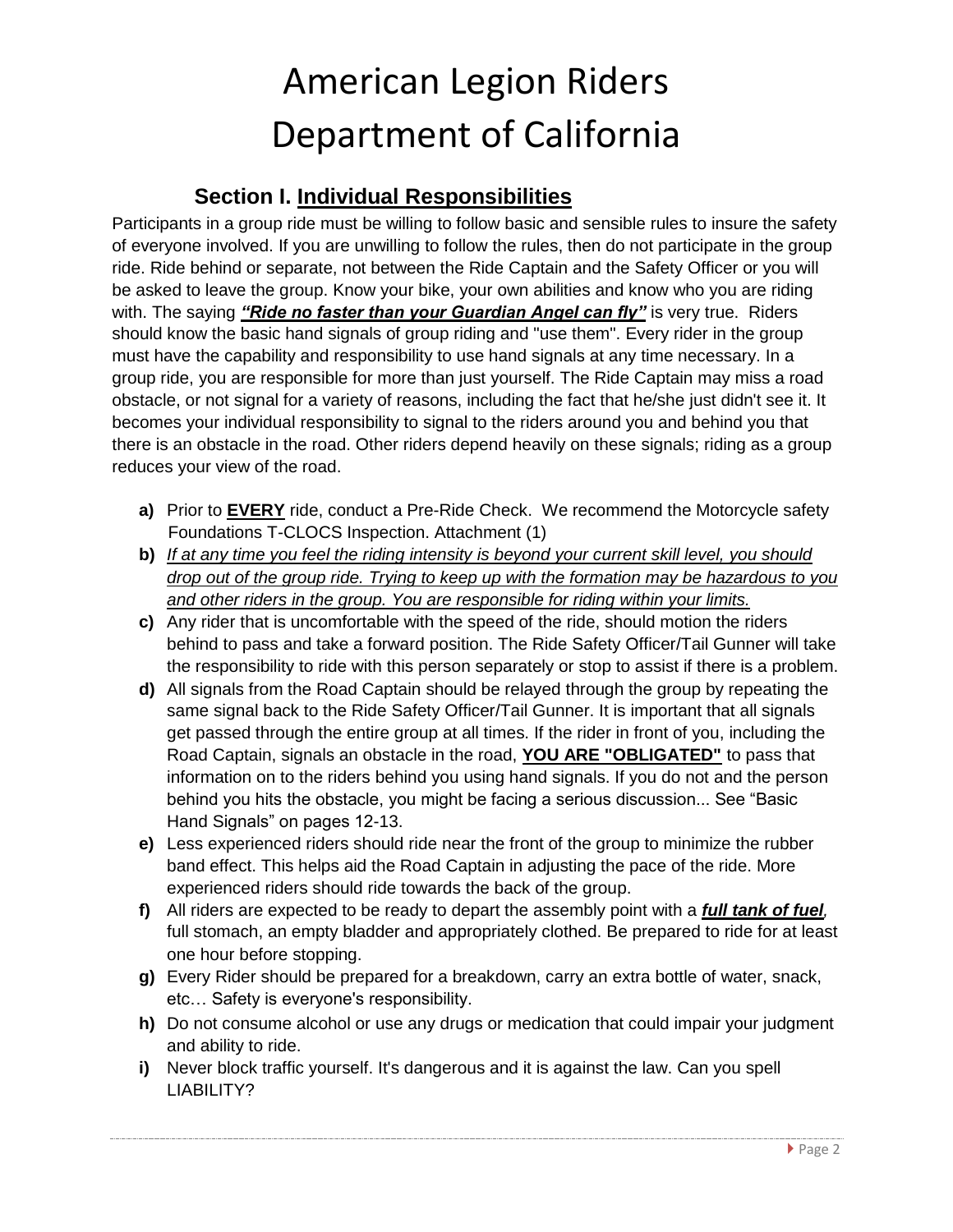# American Legion Riders
# Department of California

## Section I. <u>Individual Responsibilities</u>

Participants in a group ride must be willing to follow basic and sensible rules to insure the safety of everyone involved. If you are unwilling to follow the rules, then do not participate in the group ride. Ride behind or separate, not between the Ride Captain and the Safety Officer or you will be asked to leave the group. Know your bike, your own abilities and know who you are riding with. The saying ***<u>"Ride no faster than your Guardian Angel can fly"</u>*** is very true. Riders should know the basic hand signals of group riding and "use them". Every rider in the group must have the capability and responsibility to use hand signals at any time necessary. In a group ride, you are responsible for more than just yourself. The Ride Captain may miss a road obstacle, or not signal for a variety of reasons, including the fact that he/she just didn't see it. It becomes your individual responsibility to signal to the riders around you and behind you that there is an obstacle in the road. Other riders depend heavily on these signals; riding as a group reduces your view of the road.

- **a)** Prior to **<u>EVERY</u>** ride, conduct a Pre-Ride Check. We recommend the Motorcycle safety Foundations T-CLOCS Inspection. Attachment (1)
- **b)** *<u>If at any time you feel the riding intensity is beyond your current skill level, you should drop out of the group ride. Trying to keep up with the formation may be hazardous to you and other riders in the group. You are responsible for riding within your limits.</u>*
- **c)** Any rider that is uncomfortable with the speed of the ride, should motion the riders behind to pass and take a forward position. The Ride Safety Officer/Tail Gunner will take the responsibility to ride with this person separately or stop to assist if there is a problem.
- **d)** All signals from the Road Captain should be relayed through the group by repeating the same signal back to the Ride Safety Officer/Tail Gunner. It is important that all signals get passed through the entire group at all times. If the rider in front of you, including the Road Captain, signals an obstacle in the road, **<u>YOU ARE "OBLIGATED"</u>** to pass that information on to the riders behind you using hand signals. If you do not and the person behind you hits the obstacle, you might be facing a serious discussion... See "Basic Hand Signals" on pages 12-13.
- **e)** Less experienced riders should ride near the front of the group to minimize the rubber band effect. This helps aid the Road Captain in adjusting the pace of the ride. More experienced riders should ride towards the back of the group.
- **f)** All riders are expected to be ready to depart the assembly point with a ***<u>full tank of fuel</u>***, full stomach, an empty bladder and appropriately clothed. Be prepared to ride for at least one hour before stopping.
- **g)** Every Rider should be prepared for a breakdown, carry an extra bottle of water, snack, etc… Safety is everyone's responsibility.
- **h)** Do not consume alcohol or use any drugs or medication that could impair your judgment and ability to ride.
- **i)** Never block traffic yourself. It's dangerous and it is against the law. Can you spell LIABILITY?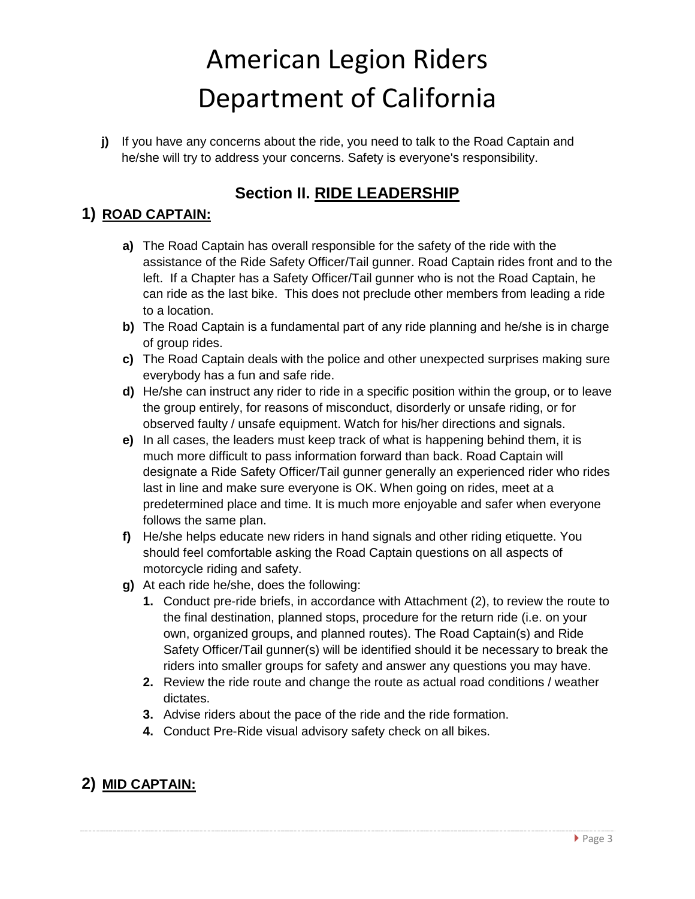# American Legion Riders Department of California

**j)** If you have any concerns about the ride, you need to talk to the Road Captain and he/she will try to address your concerns. Safety is everyone's responsibility.

## Section II. RIDE LEADERSHIP

### 1) ROAD CAPTAIN:

**a)** The Road Captain has overall responsible for the safety of the ride with the assistance of the Ride Safety Officer/Tail gunner. Road Captain rides front and to the left. If a Chapter has a Safety Officer/Tail gunner who is not the Road Captain, he can ride as the last bike. This does not preclude other members from leading a ride to a location.

**b)** The Road Captain is a fundamental part of any ride planning and he/she is in charge of group rides.

**c)** The Road Captain deals with the police and other unexpected surprises making sure everybody has a fun and safe ride.

**d)** He/she can instruct any rider to ride in a specific position within the group, or to leave the group entirely, for reasons of misconduct, disorderly or unsafe riding, or for observed faulty / unsafe equipment. Watch for his/her directions and signals.

**e)** In all cases, the leaders must keep track of what is happening behind them, it is much more difficult to pass information forward than back. Road Captain will designate a Ride Safety Officer/Tail gunner generally an experienced rider who rides last in line and make sure everyone is OK. When going on rides, meet at a predetermined place and time. It is much more enjoyable and safer when everyone follows the same plan.

**f)** He/she helps educate new riders in hand signals and other riding etiquette. You should feel comfortable asking the Road Captain questions on all aspects of motorcycle riding and safety.

**g)** At each ride he/she, does the following:

1. Conduct pre-ride briefs, in accordance with Attachment (2), to review the route to the final destination, planned stops, procedure for the return ride (i.e. on your own, organized groups, and planned routes). The Road Captain(s) and Ride Safety Officer/Tail gunner(s) will be identified should it be necessary to break the riders into smaller groups for safety and answer any questions you may have.
2. Review the ride route and change the route as actual road conditions / weather dictates.
3. Advise riders about the pace of the ride and the ride formation.
4. Conduct Pre-Ride visual advisory safety check on all bikes.

### 2) MID CAPTAIN: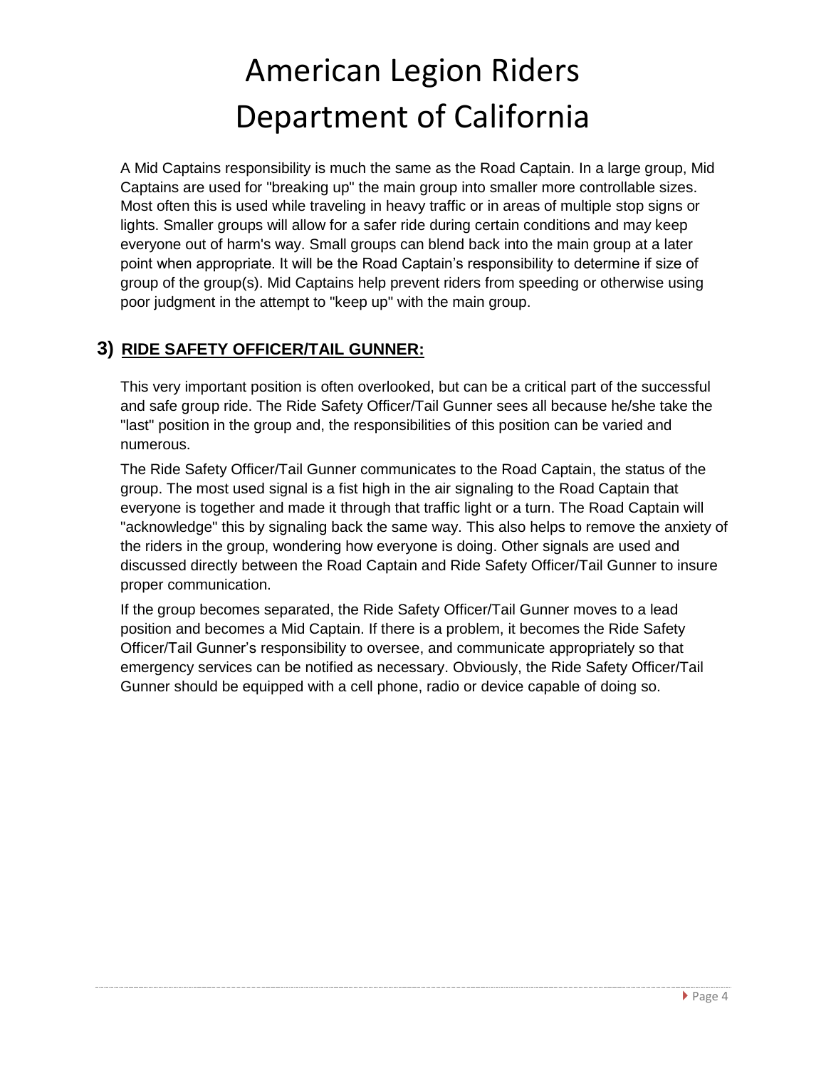A Mid Captains responsibility is much the same as the Road Captain. In a large group, Mid Captains are used for "breaking up" the main group into smaller more controllable sizes. Most often this is used while traveling in heavy traffic or in areas of multiple stop signs or lights. Smaller groups will allow for a safer ride during certain conditions and may keep everyone out of harm's way. Small groups can blend back into the main group at a later point when appropriate. It will be the Road Captain's responsibility to determine if size of group of the group(s). Mid Captains help prevent riders from speeding or otherwise using poor judgment in the attempt to "keep up" with the main group.

## 3) RIDE SAFETY OFFICER/TAIL GUNNER:

This very important position is often overlooked, but can be a critical part of the successful and safe group ride. The Ride Safety Officer/Tail Gunner sees all because he/she take the "last" position in the group and, the responsibilities of this position can be varied and numerous.

The Ride Safety Officer/Tail Gunner communicates to the Road Captain, the status of the group. The most used signal is a fist high in the air signaling to the Road Captain that everyone is together and made it through that traffic light or a turn. The Road Captain will "acknowledge" this by signaling back the same way. This also helps to remove the anxiety of the riders in the group, wondering how everyone is doing. Other signals are used and discussed directly between the Road Captain and Ride Safety Officer/Tail Gunner to insure proper communication.

If the group becomes separated, the Ride Safety Officer/Tail Gunner moves to a lead position and becomes a Mid Captain. If there is a problem, it becomes the Ride Safety Officer/Tail Gunner's responsibility to oversee, and communicate appropriately so that emergency services can be notified as necessary. Obviously, the Ride Safety Officer/Tail Gunner should be equipped with a cell phone, radio or device capable of doing so.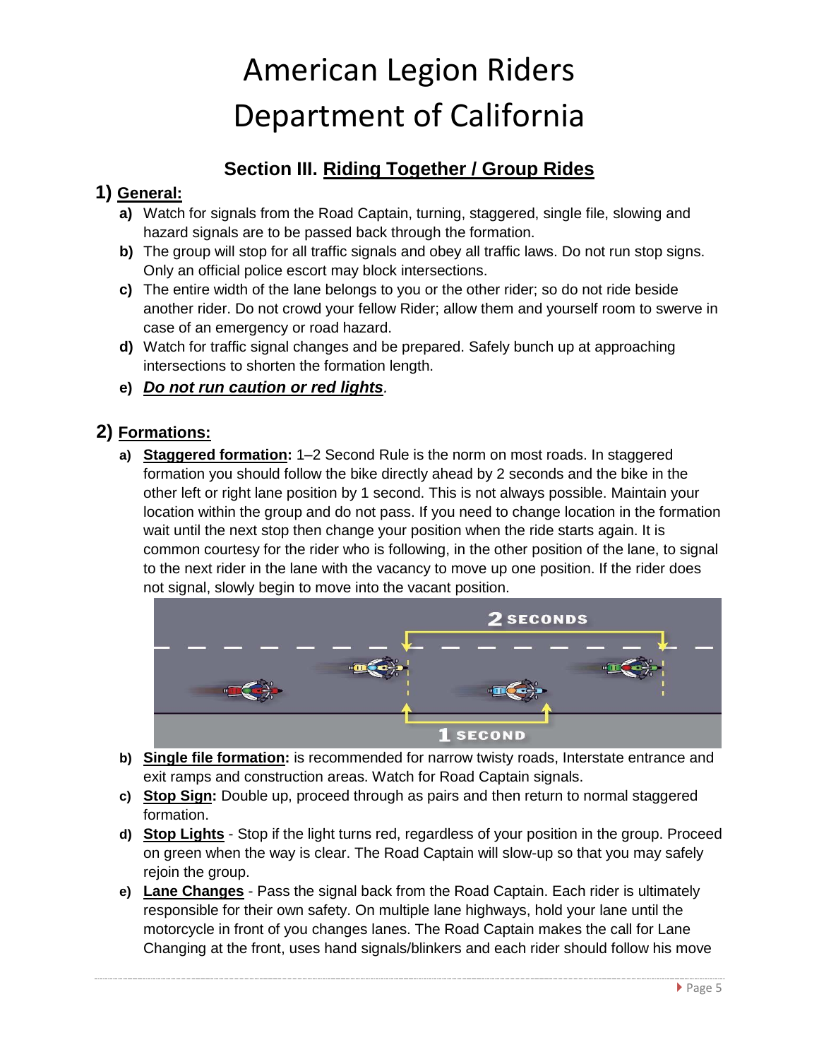# American Legion Riders Department of California

## Section III. <u>Riding Together / Group Rides</u>

### 1) General:

- **a)** Watch for signals from the Road Captain, turning, staggered, single file, slowing and hazard signals are to be passed back through the formation.
- **b)** The group will stop for all traffic signals and obey all traffic laws. Do not run stop signs. Only an official police escort may block intersections.
- **c)** The entire width of the lane belongs to you or the other rider; so do not ride beside another rider. Do not crowd your fellow Rider; allow them and yourself room to swerve in case of an emergency or road hazard.
- **d)** Watch for traffic signal changes and be prepared. Safely bunch up at approaching intersections to shorten the formation length.
- **e)** ***Do not run caution or red lights***.

### 2) Formations:

- **a)** **Staggered formation:** 1–2 Second Rule is the norm on most roads. In staggered formation you should follow the bike directly ahead by 2 seconds and the bike in the other left or right lane position by 1 second. This is not always possible. Maintain your location within the group and do not pass. If you need to change location in the formation wait until the next stop then change your position when the ride starts again. It is common courtesy for the rider who is following, in the other position of the lane, to signal to the next rider in the lane with the vacancy to move up one position. If the rider does not signal, slowly begin to move into the vacant position.
- **b)** **Single file formation:** is recommended for narrow twisty roads, Interstate entrance and exit ramps and construction areas. Watch for Road Captain signals.
- **c)** **Stop Sign:** Double up, proceed through as pairs and then return to normal staggered formation.
- **d)** **Stop Lights** - Stop if the light turns red, regardless of your position in the group. Proceed on green when the way is clear. The Road Captain will slow-up so that you may safely rejoin the group.
- **e)** **Lane Changes** - Pass the signal back from the Road Captain. Each rider is ultimately responsible for their own safety. On multiple lane highways, hold your lane until the motorcycle in front of you changes lanes. The Road Captain makes the call for Lane Changing at the front, uses hand signals/blinkers and each rider should follow his move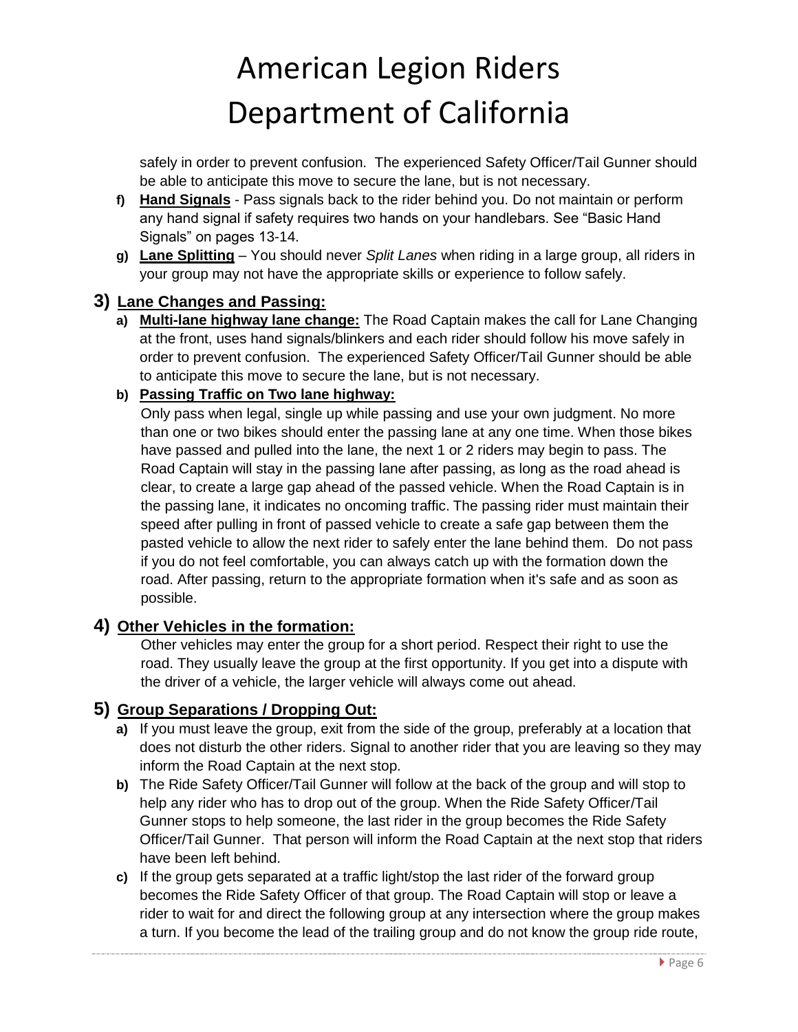safely in order to prevent confusion. The experienced Safety Officer/Tail Gunner should be able to anticipate this move to secure the lane, but is not necessary.

f) **Hand Signals** - Pass signals back to the rider behind you. Do not maintain or perform any hand signal if safety requires two hands on your handlebars. See "Basic Hand Signals" on pages 13-14.

g) **Lane Splitting** – You should never *Split Lanes* when riding in a large group, all riders in your group may not have the appropriate skills or experience to follow safely.

## 3) Lane Changes and Passing:

a) **Multi-lane highway lane change:** The Road Captain makes the call for Lane Changing at the front, uses hand signals/blinkers and each rider should follow his move safely in order to prevent confusion. The experienced Safety Officer/Tail Gunner should be able to anticipate this move to secure the lane, but is not necessary.

b) **Passing Traffic on Two lane highway:**

Only pass when legal, single up while passing and use your own judgment. No more than one or two bikes should enter the passing lane at any one time. When those bikes have passed and pulled into the lane, the next 1 or 2 riders may begin to pass. The Road Captain will stay in the passing lane after passing, as long as the road ahead is clear, to create a large gap ahead of the passed vehicle. When the Road Captain is in the passing lane, it indicates no oncoming traffic. The passing rider must maintain their speed after pulling in front of passed vehicle to create a safe gap between them the pasted vehicle to allow the next rider to safely enter the lane behind them. Do not pass if you do not feel comfortable, you can always catch up with the formation down the road. After passing, return to the appropriate formation when it's safe and as soon as possible.

## 4) Other Vehicles in the formation:

Other vehicles may enter the group for a short period. Respect their right to use the road. They usually leave the group at the first opportunity. If you get into a dispute with the driver of a vehicle, the larger vehicle will always come out ahead.

## 5) Group Separations / Dropping Out:

a) If you must leave the group, exit from the side of the group, preferably at a location that does not disturb the other riders. Signal to another rider that you are leaving so they may inform the Road Captain at the next stop.

b) The Ride Safety Officer/Tail Gunner will follow at the back of the group and will stop to help any rider who has to drop out of the group. When the Ride Safety Officer/Tail Gunner stops to help someone, the last rider in the group becomes the Ride Safety Officer/Tail Gunner. That person will inform the Road Captain at the next stop that riders have been left behind.

c) If the group gets separated at a traffic light/stop the last rider of the forward group becomes the Ride Safety Officer of that group. The Road Captain will stop or leave a rider to wait for and direct the following group at any intersection where the group makes a turn. If you become the lead of the trailing group and do not know the group ride route,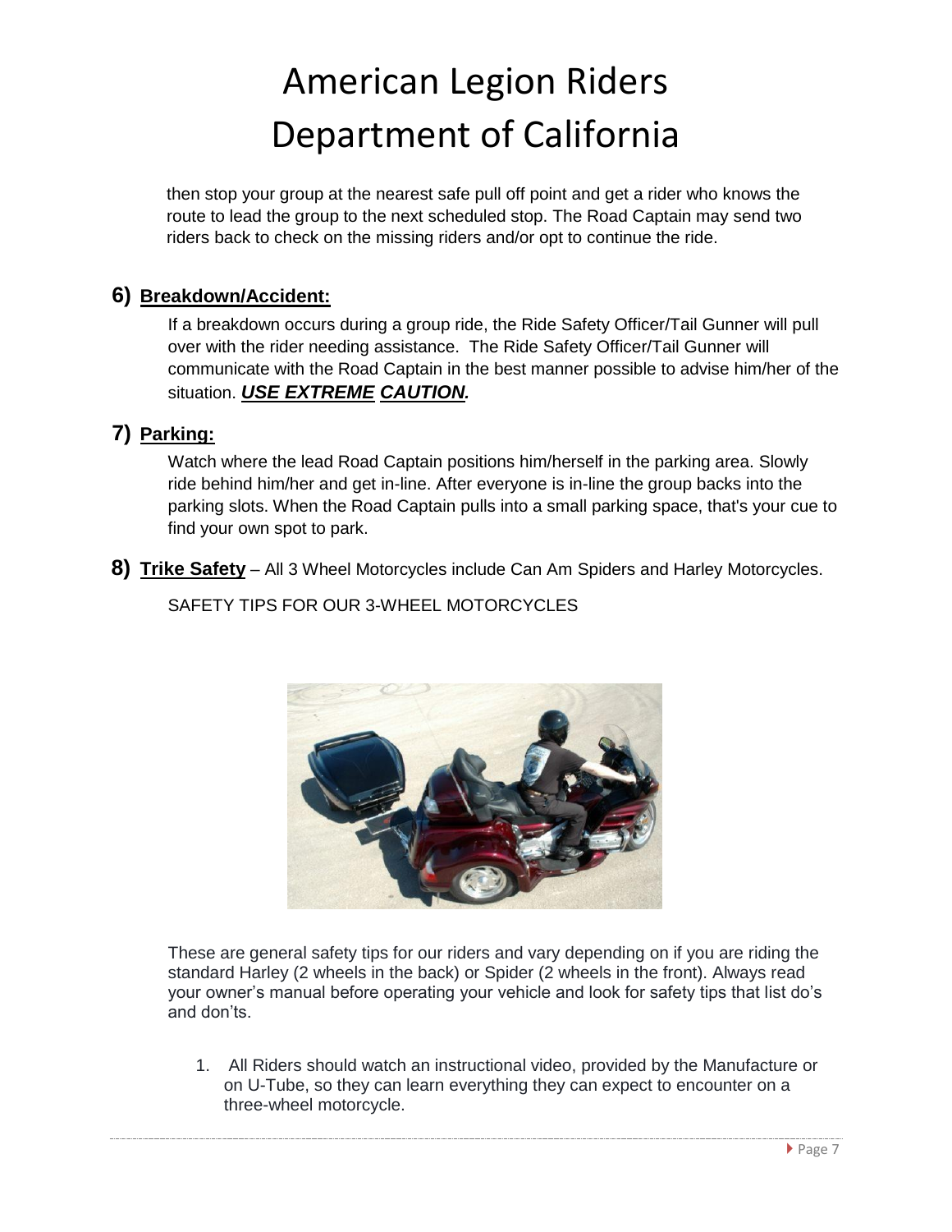# American Legion Riders Department of California

then stop your group at the nearest safe pull off point and get a rider who knows the route to lead the group to the next scheduled stop. The Road Captain may send two riders back to check on the missing riders and/or opt to continue the ride.

## 6) Breakdown/Accident:

If a breakdown occurs during a group ride, the Ride Safety Officer/Tail Gunner will pull over with the rider needing assistance. The Ride Safety Officer/Tail Gunner will communicate with the Road Captain in the best manner possible to advise him/her of the situation. ***USE EXTREME CAUTION.***

## 7) Parking:

Watch where the lead Road Captain positions him/herself in the parking area. Slowly ride behind him/her and get in-line. After everyone is in-line the group backs into the parking slots. When the Road Captain pulls into a small parking space, that's your cue to find your own spot to park.

## 8) Trike Safety – All 3 Wheel Motorcycles include Can Am Spiders and Harley Motorcycles.

SAFETY TIPS FOR OUR 3-WHEEL MOTORCYCLES

These are general safety tips for our riders and vary depending on if you are riding the standard Harley (2 wheels in the back) or Spider (2 wheels in the front). Always read your owner's manual before operating your vehicle and look for safety tips that list do's and don'ts.

1. All Riders should watch an instructional video, provided by the Manufacture or on U-Tube, so they can learn everything they can expect to encounter on a three-wheel motorcycle.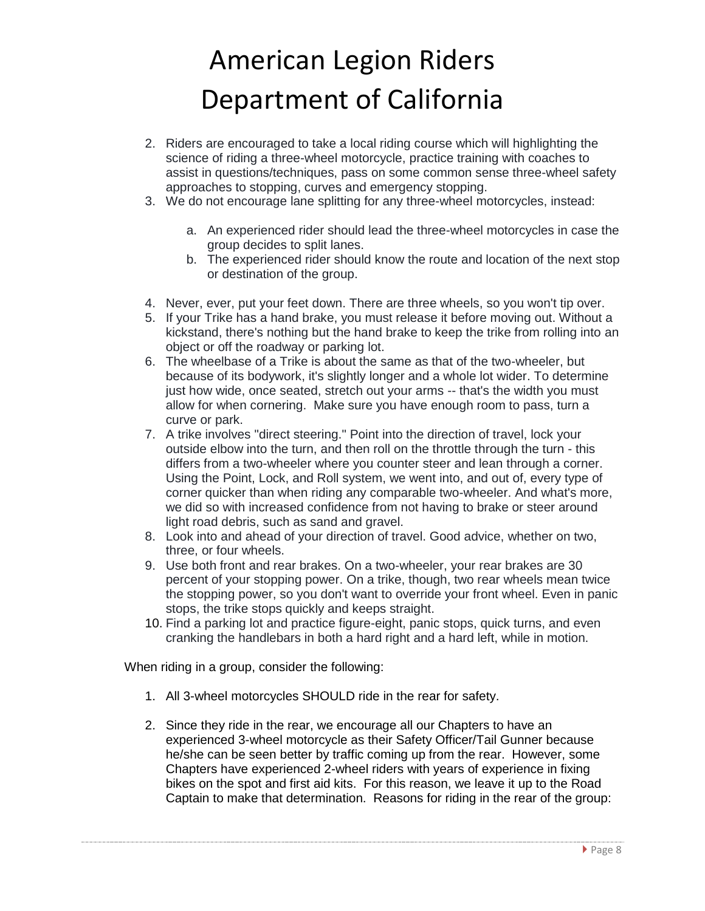# American Legion Riders Department of California

2. Riders are encouraged to take a local riding course which will highlighting the science of riding a three-wheel motorcycle, practice training with coaches to assist in questions/techniques, pass on some common sense three-wheel safety approaches to stopping, curves and emergency stopping.
3. We do not encourage lane splitting for any three-wheel motorcycles, instead:

    a. An experienced rider should lead the three-wheel motorcycles in case the group decides to split lanes.
    b. The experienced rider should know the route and location of the next stop or destination of the group.

4. Never, ever, put your feet down. There are three wheels, so you won't tip over.
5. If your Trike has a hand brake, you must release it before moving out. Without a kickstand, there's nothing but the hand brake to keep the trike from rolling into an object or off the roadway or parking lot.
6. The wheelbase of a Trike is about the same as that of the two-wheeler, but because of its bodywork, it's slightly longer and a whole lot wider. To determine just how wide, once seated, stretch out your arms -- that's the width you must allow for when cornering. Make sure you have enough room to pass, turn a curve or park.
7. A trike involves "direct steering." Point into the direction of travel, lock your outside elbow into the turn, and then roll on the throttle through the turn - this differs from a two-wheeler where you counter steer and lean through a corner. Using the Point, Lock, and Roll system, we went into, and out of, every type of corner quicker than when riding any comparable two-wheeler. And what's more, we did so with increased confidence from not having to brake or steer around light road debris, such as sand and gravel.
8. Look into and ahead of your direction of travel. Good advice, whether on two, three, or four wheels.
9. Use both front and rear brakes. On a two-wheeler, your rear brakes are 30 percent of your stopping power. On a trike, though, two rear wheels mean twice the stopping power, so you don't want to override your front wheel. Even in panic stops, the trike stops quickly and keeps straight.
10. Find a parking lot and practice figure-eight, panic stops, quick turns, and even cranking the handlebars in both a hard right and a hard left, while in motion.

When riding in a group, consider the following:

1. All 3-wheel motorcycles SHOULD ride in the rear for safety.

2. Since they ride in the rear, we encourage all our Chapters to have an experienced 3-wheel motorcycle as their Safety Officer/Tail Gunner because he/she can be seen better by traffic coming up from the rear. However, some Chapters have experienced 2-wheel riders with years of experience in fixing bikes on the spot and first aid kits. For this reason, we leave it up to the Road Captain to make that determination. Reasons for riding in the rear of the group: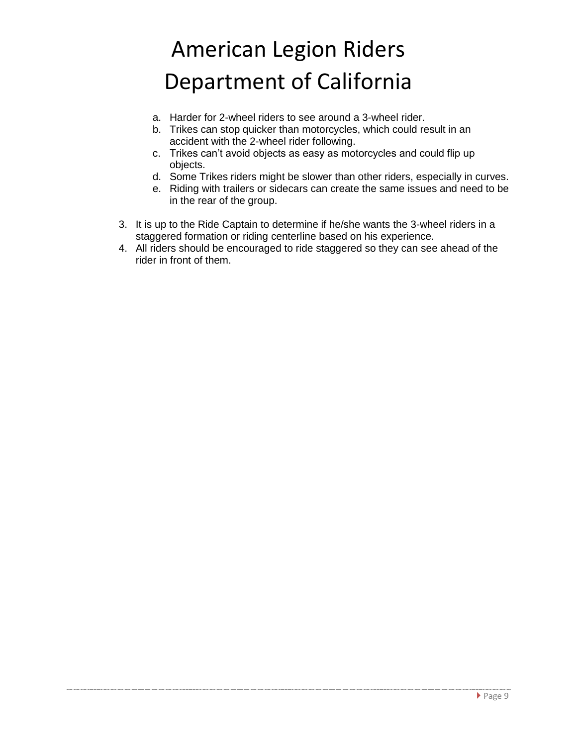a. Harder for 2-wheel riders to see around a 3-wheel rider.
b. Trikes can stop quicker than motorcycles, which could result in an accident with the 2-wheel rider following.
c. Trikes can't avoid objects as easy as motorcycles and could flip up objects.
d. Some Trikes riders might be slower than other riders, especially in curves.
e. Riding with trailers or sidecars can create the same issues and need to be in the rear of the group.

3. It is up to the Ride Captain to determine if he/she wants the 3-wheel riders in a staggered formation or riding centerline based on his experience.
4. All riders should be encouraged to ride staggered so they can see ahead of the rider in front of them.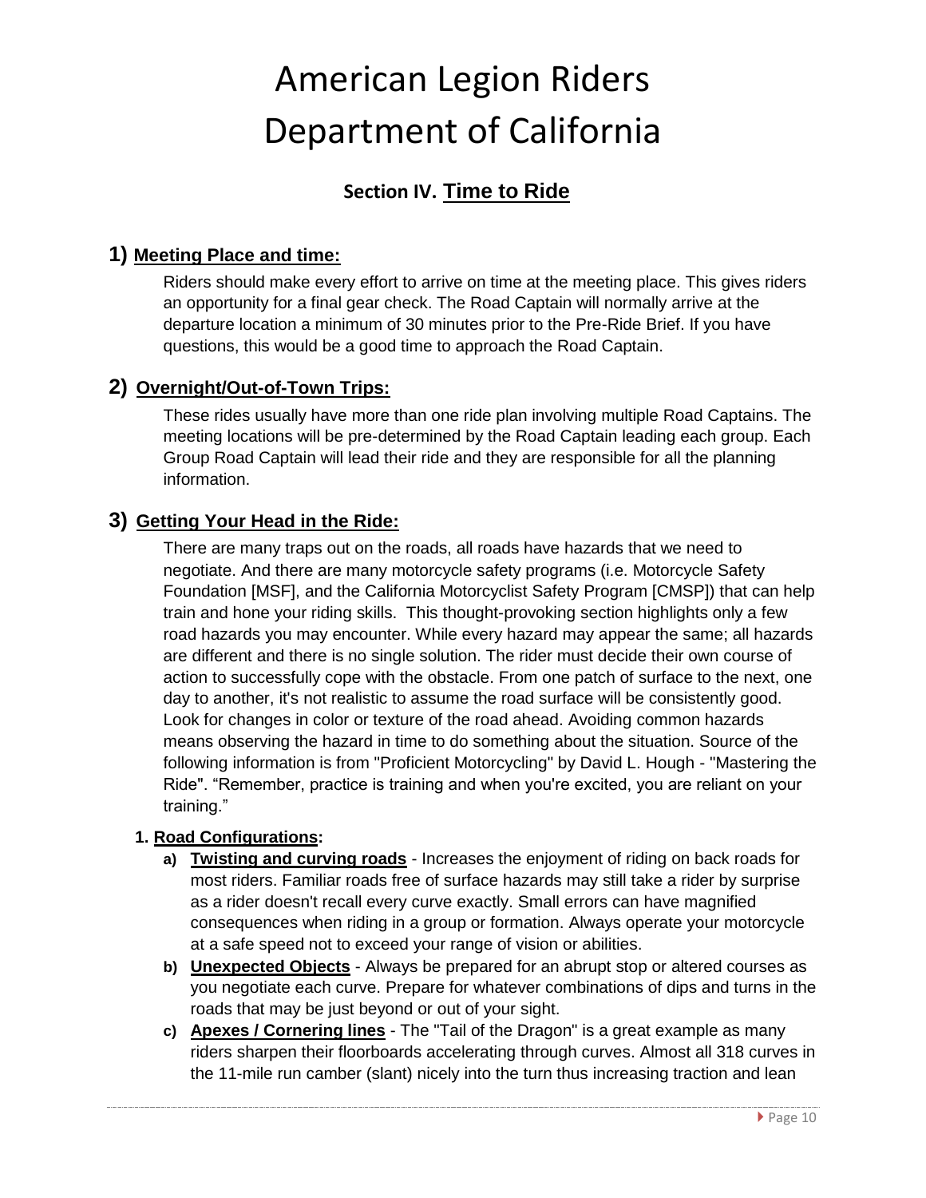# American Legion Riders Department of California

## Section IV. Time to Ride

### 1) Meeting Place and time:

Riders should make every effort to arrive on time at the meeting place. This gives riders an opportunity for a final gear check. The Road Captain will normally arrive at the departure location a minimum of 30 minutes prior to the Pre-Ride Brief. If you have questions, this would be a good time to approach the Road Captain.

### 2) Overnight/Out-of-Town Trips:

These rides usually have more than one ride plan involving multiple Road Captains. The meeting locations will be pre-determined by the Road Captain leading each group. Each Group Road Captain will lead their ride and they are responsible for all the planning information.

### 3) Getting Your Head in the Ride:

There are many traps out on the roads, all roads have hazards that we need to negotiate. And there are many motorcycle safety programs (i.e. Motorcycle Safety Foundation [MSF], and the California Motorcyclist Safety Program [CMSP]) that can help train and hone your riding skills. This thought-provoking section highlights only a few road hazards you may encounter. While every hazard may appear the same; all hazards are different and there is no single solution. The rider must decide their own course of action to successfully cope with the obstacle. From one patch of surface to the next, one day to another, it's not realistic to assume the road surface will be consistently good. Look for changes in color or texture of the road ahead. Avoiding common hazards means observing the hazard in time to do something about the situation. Source of the following information is from "Proficient Motorcycling" by David L. Hough - "Mastering the Ride". "Remember, practice is training and when you're excited, you are reliant on your training."

**1. Road Configurations:**

- **a) Twisting and curving roads** - Increases the enjoyment of riding on back roads for most riders. Familiar roads free of surface hazards may still take a rider by surprise as a rider doesn't recall every curve exactly. Small errors can have magnified consequences when riding in a group or formation. Always operate your motorcycle at a safe speed not to exceed your range of vision or abilities.
- **b) Unexpected Objects** - Always be prepared for an abrupt stop or altered courses as you negotiate each curve. Prepare for whatever combinations of dips and turns in the roads that may be just beyond or out of your sight.
- **c) Apexes / Cornering lines** - The "Tail of the Dragon" is a great example as many riders sharpen their floorboards accelerating through curves. Almost all 318 curves in the 11-mile run camber (slant) nicely into the turn thus increasing traction and lean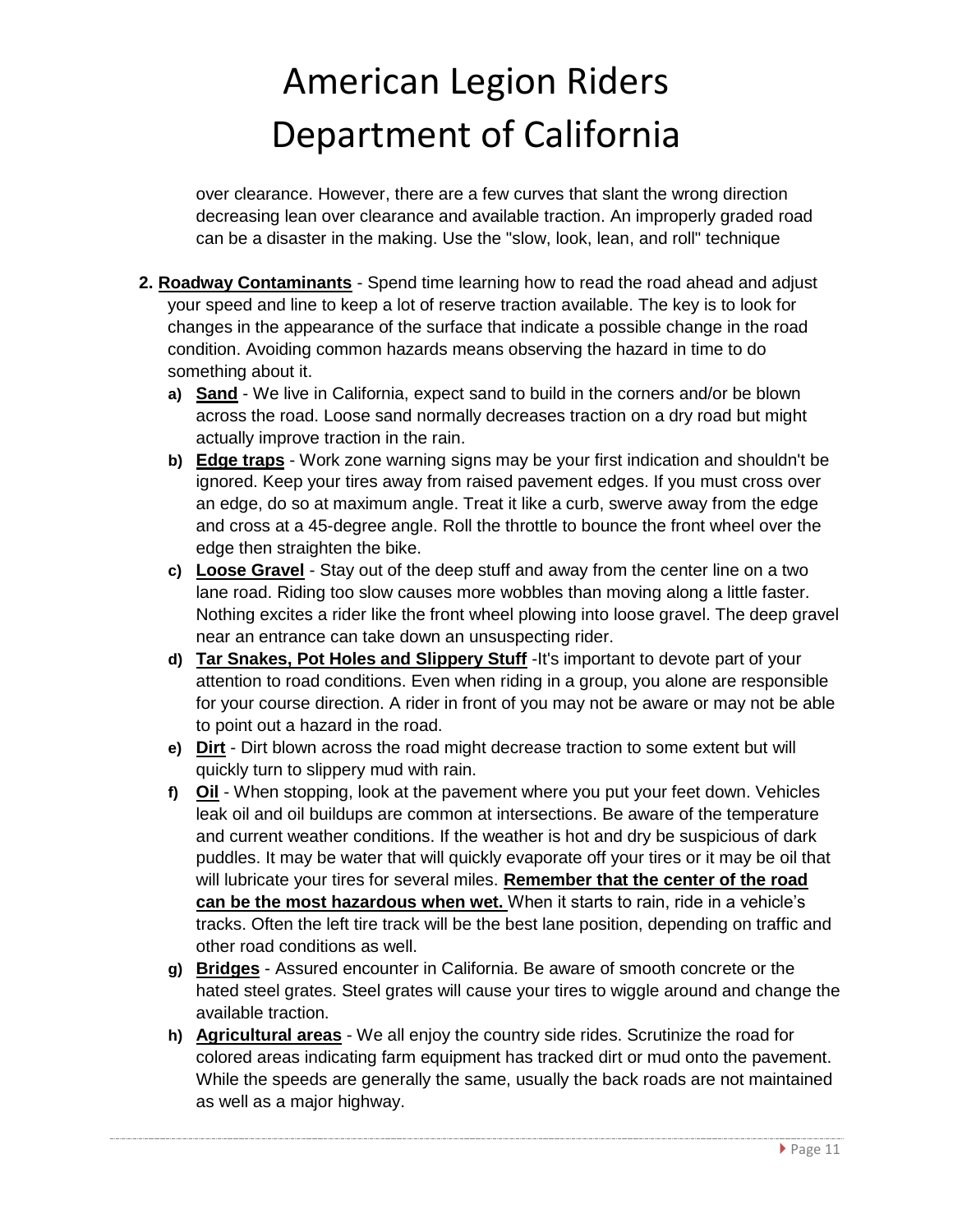over clearance. However, there are a few curves that slant the wrong direction decreasing lean over clearance and available traction. An improperly graded road can be a disaster in the making. Use the "slow, look, lean, and roll" technique

2. **Roadway Contaminants** - Spend time learning how to read the road ahead and adjust your speed and line to keep a lot of reserve traction available. The key is to look for changes in the appearance of the surface that indicate a possible change in the road condition. Avoiding common hazards means observing the hazard in time to do something about it.
   a) **Sand** - We live in California, expect sand to build in the corners and/or be blown across the road. Loose sand normally decreases traction on a dry road but might actually improve traction in the rain.
   b) **Edge traps** - Work zone warning signs may be your first indication and shouldn't be ignored. Keep your tires away from raised pavement edges. If you must cross over an edge, do so at maximum angle. Treat it like a curb, swerve away from the edge and cross at a 45-degree angle. Roll the throttle to bounce the front wheel over the edge then straighten the bike.
   c) **Loose Gravel** - Stay out of the deep stuff and away from the center line on a two lane road. Riding too slow causes more wobbles than moving along a little faster. Nothing excites a rider like the front wheel plowing into loose gravel. The deep gravel near an entrance can take down an unsuspecting rider.
   d) **Tar Snakes, Pot Holes and Slippery Stuff** -It's important to devote part of your attention to road conditions. Even when riding in a group, you alone are responsible for your course direction. A rider in front of you may not be aware or may not be able to point out a hazard in the road.
   e) **Dirt** - Dirt blown across the road might decrease traction to some extent but will quickly turn to slippery mud with rain.
   f) **Oil** - When stopping, look at the pavement where you put your feet down. Vehicles leak oil and oil buildups are common at intersections. Be aware of the temperature and current weather conditions. If the weather is hot and dry be suspicious of dark puddles. It may be water that will quickly evaporate off your tires or it may be oil that will lubricate your tires for several miles. **Remember that the center of the road can be the most hazardous when wet.** When it starts to rain, ride in a vehicle's tracks. Often the left tire track will be the best lane position, depending on traffic and other road conditions as well.
   g) **Bridges** - Assured encounter in California. Be aware of smooth concrete or the hated steel grates. Steel grates will cause your tires to wiggle around and change the available traction.
   h) **Agricultural areas** - We all enjoy the country side rides. Scrutinize the road for colored areas indicating farm equipment has tracked dirt or mud onto the pavement. While the speeds are generally the same, usually the back roads are not maintained as well as a major highway.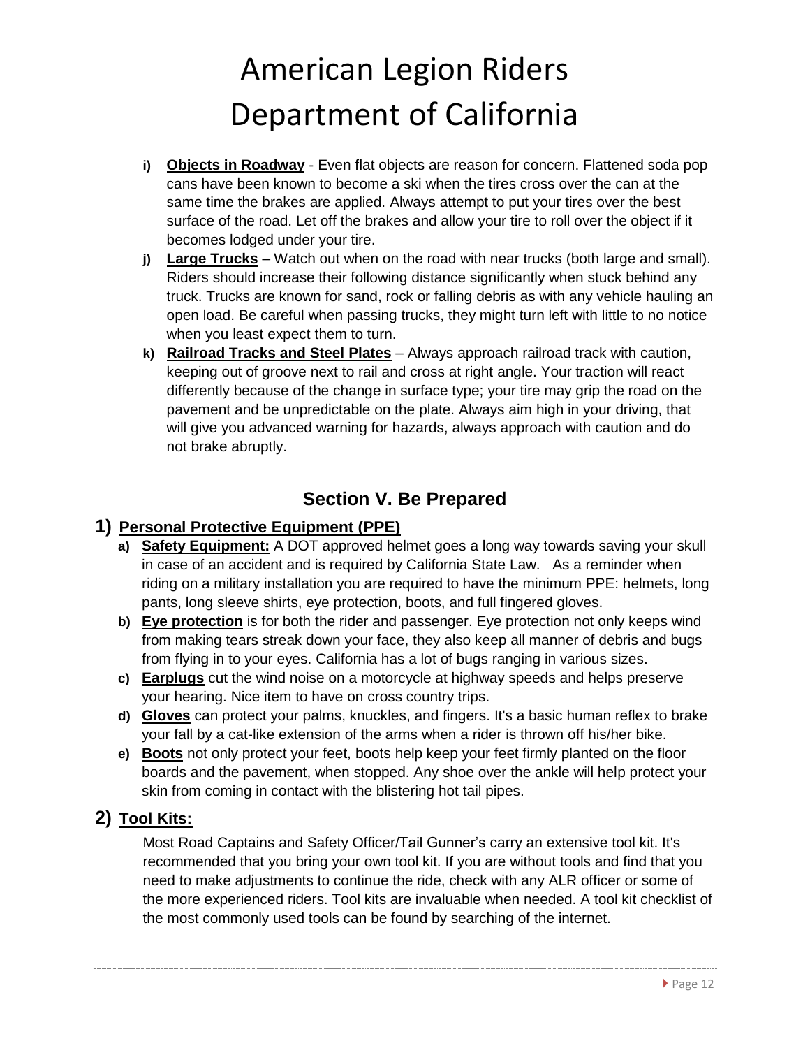- **i) Objects in Roadway** - Even flat objects are reason for concern. Flattened soda pop cans have been known to become a ski when the tires cross over the can at the same time the brakes are applied. Always attempt to put your tires over the best surface of the road. Let off the brakes and allow your tire to roll over the object if it becomes lodged under your tire.
- **j) Large Trucks** – Watch out when on the road with near trucks (both large and small). Riders should increase their following distance significantly when stuck behind any truck. Trucks are known for sand, rock or falling debris as with any vehicle hauling an open load. Be careful when passing trucks, they might turn left with little to no notice when you least expect them to turn.
- **k) Railroad Tracks and Steel Plates** – Always approach railroad track with caution, keeping out of groove next to rail and cross at right angle. Your traction will react differently because of the change in surface type; your tire may grip the road on the pavement and be unpredictable on the plate. Always aim high in your driving, that will give you advanced warning for hazards, always approach with caution and do not brake abruptly.

## Section V. Be Prepared

### 1) Personal Protective Equipment (PPE)

- **a) Safety Equipment:** A DOT approved helmet goes a long way towards saving your skull in case of an accident and is required by California State Law. As a reminder when riding on a military installation you are required to have the minimum PPE: helmets, long pants, long sleeve shirts, eye protection, boots, and full fingered gloves.
- **b) Eye protection** is for both the rider and passenger. Eye protection not only keeps wind from making tears streak down your face, they also keep all manner of debris and bugs from flying in to your eyes. California has a lot of bugs ranging in various sizes.
- **c) Earplugs** cut the wind noise on a motorcycle at highway speeds and helps preserve your hearing. Nice item to have on cross country trips.
- **d) Gloves** can protect your palms, knuckles, and fingers. It's a basic human reflex to brake your fall by a cat-like extension of the arms when a rider is thrown off his/her bike.
- **e) Boots** not only protect your feet, boots help keep your feet firmly planted on the floor boards and the pavement, when stopped. Any shoe over the ankle will help protect your skin from coming in contact with the blistering hot tail pipes.

### 2) Tool Kits:

Most Road Captains and Safety Officer/Tail Gunner's carry an extensive tool kit. It's recommended that you bring your own tool kit. If you are without tools and find that you need to make adjustments to continue the ride, check with any ALR officer or some of the more experienced riders. Tool kits are invaluable when needed. A tool kit checklist of the most commonly used tools can be found by searching of the internet.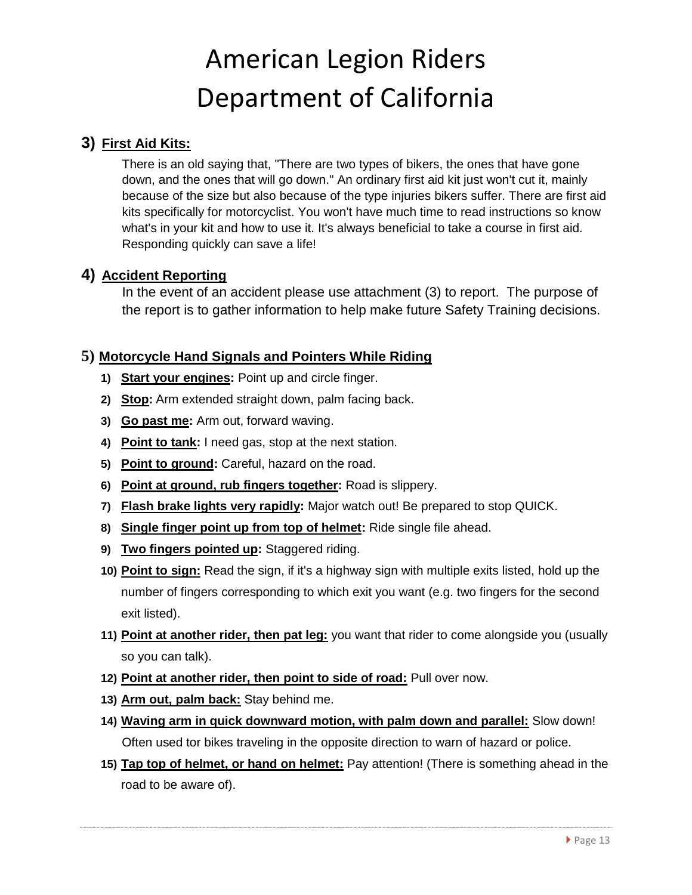# American Legion Riders
# Department of California

## 3) First Aid Kits:

There is an old saying that, "There are two types of bikers, the ones that have gone down, and the ones that will go down." An ordinary first aid kit just won't cut it, mainly because of the size but also because of the type injuries bikers suffer. There are first aid kits specifically for motorcyclist. You won't have much time to read instructions so know what's in your kit and how to use it. It's always beneficial to take a course in first aid. Responding quickly can save a life!

## 4) Accident Reporting

In the event of an accident please use attachment (3) to report. The purpose of the report is to gather information to help make future Safety Training decisions.

## 5) Motorcycle Hand Signals and Pointers While Riding

1) **Start your engines:** Point up and circle finger.
2) **Stop:** Arm extended straight down, palm facing back.
3) **Go past me:** Arm out, forward waving.
4) **Point to tank:** I need gas, stop at the next station.
5) **Point to ground:** Careful, hazard on the road.
6) **Point at ground, rub fingers together:** Road is slippery.
7) **Flash brake lights very rapidly:** Major watch out! Be prepared to stop QUICK.
8) **Single finger point up from top of helmet:** Ride single file ahead.
9) **Two fingers pointed up:** Staggered riding.
10) **Point to sign:** Read the sign, if it's a highway sign with multiple exits listed, hold up the number of fingers corresponding to which exit you want (e.g. two fingers for the second exit listed).
11) **Point at another rider, then pat leg:** you want that rider to come alongside you (usually so you can talk).
12) **Point at another rider, then point to side of road:** Pull over now.
13) **Arm out, palm back:** Stay behind me.
14) **Waving arm in quick downward motion, with palm down and parallel:** Slow down! Often used tor bikes traveling in the opposite direction to warn of hazard or police.
15) **Tap top of helmet, or hand on helmet:** Pay attention! (There is something ahead in the road to be aware of).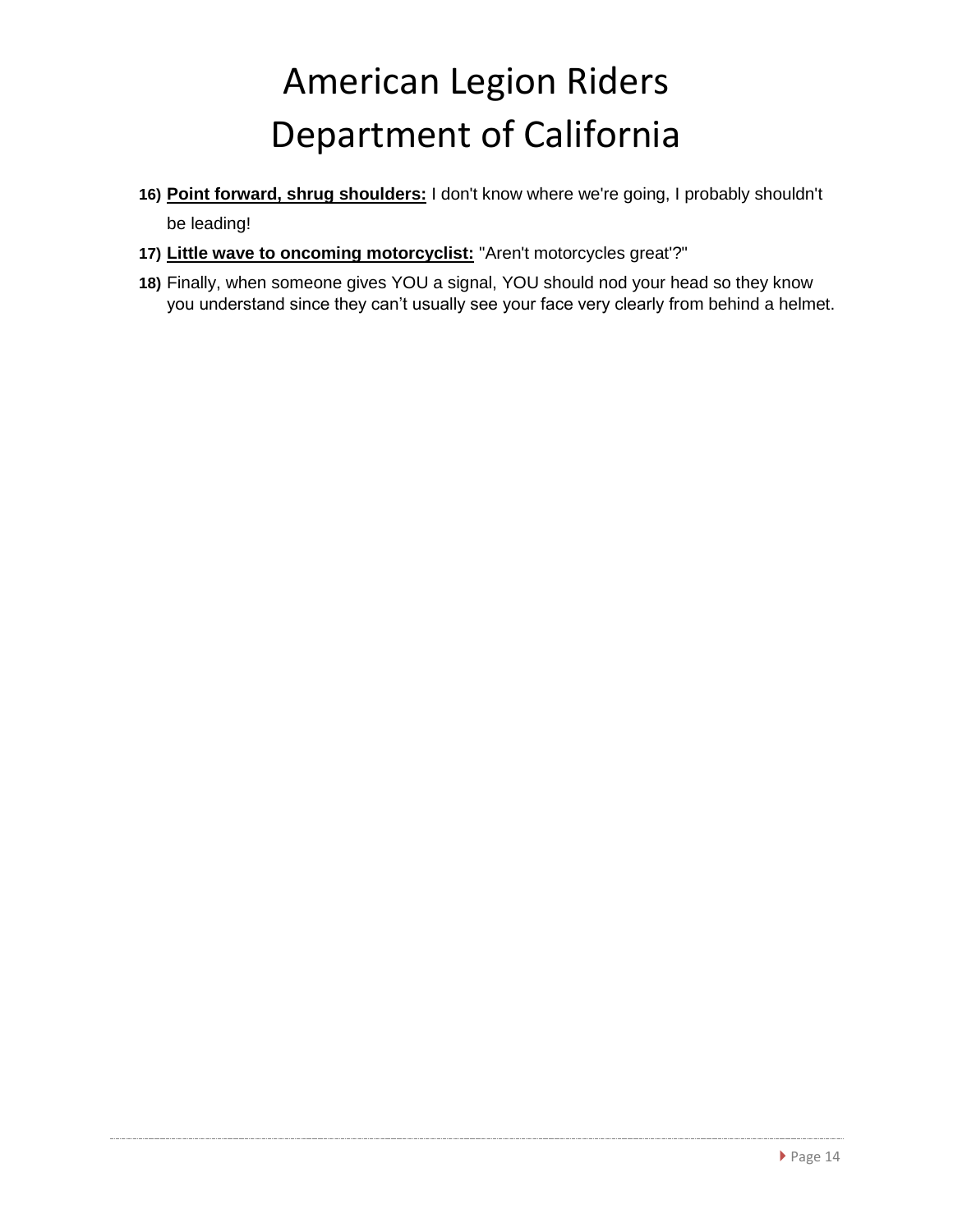16) **Point forward, shrug shoulders:** I don't know where we're going, I probably shouldn't be leading!

17) **Little wave to oncoming motorcyclist:** "Aren't motorcycles great'?"

18) Finally, when someone gives YOU a signal, YOU should nod your head so they know you understand since they can't usually see your face very clearly from behind a helmet.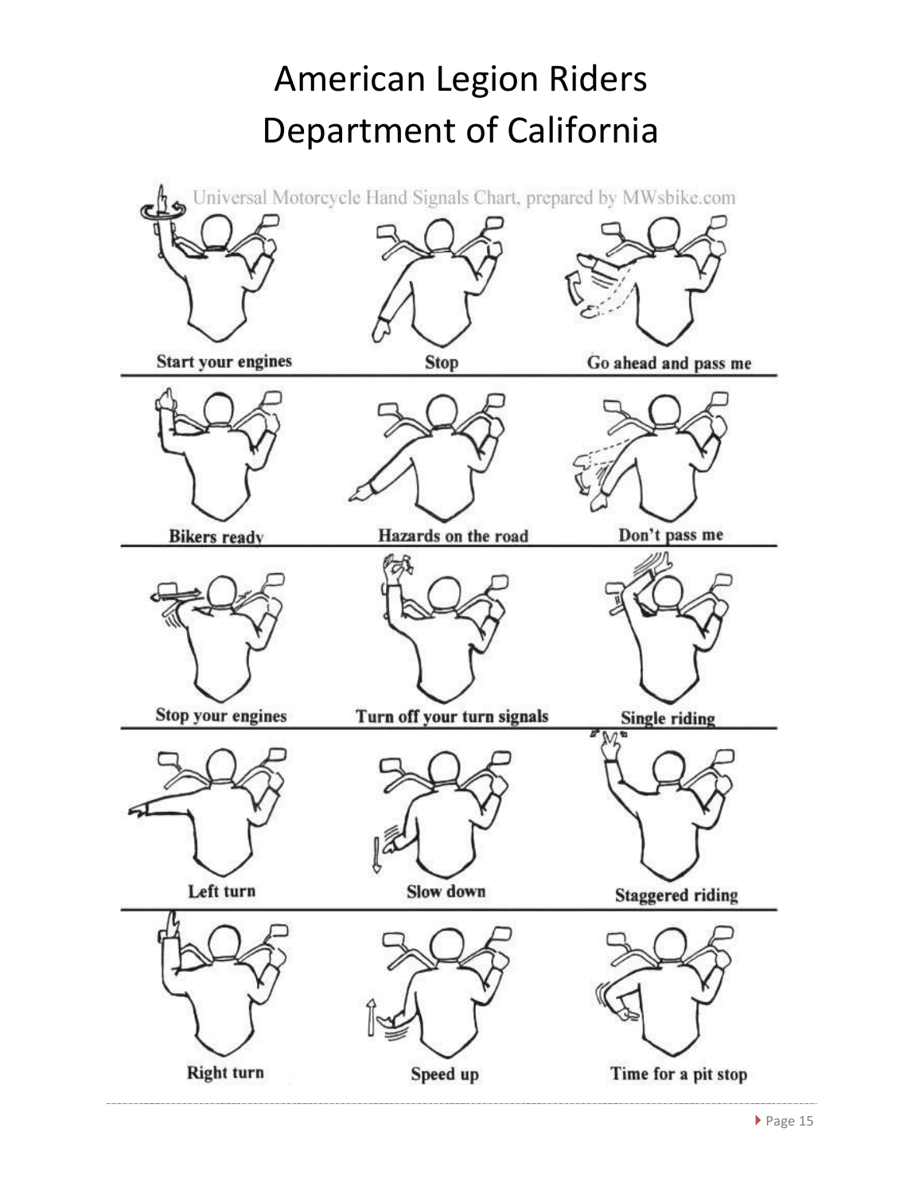# American Legion Riders
# Department of California

Universal Motorcycle Hand Signals Chart, prepared by MWsbike.com

Start your engines

Stop

Go ahead and pass me

Bikers ready

Hazards on the road

Don't pass me

Stop your engines

Turn off your turn signals

Single riding

Left turn

Slow down

Staggered riding

Right turn

Speed up

Time for a pit stop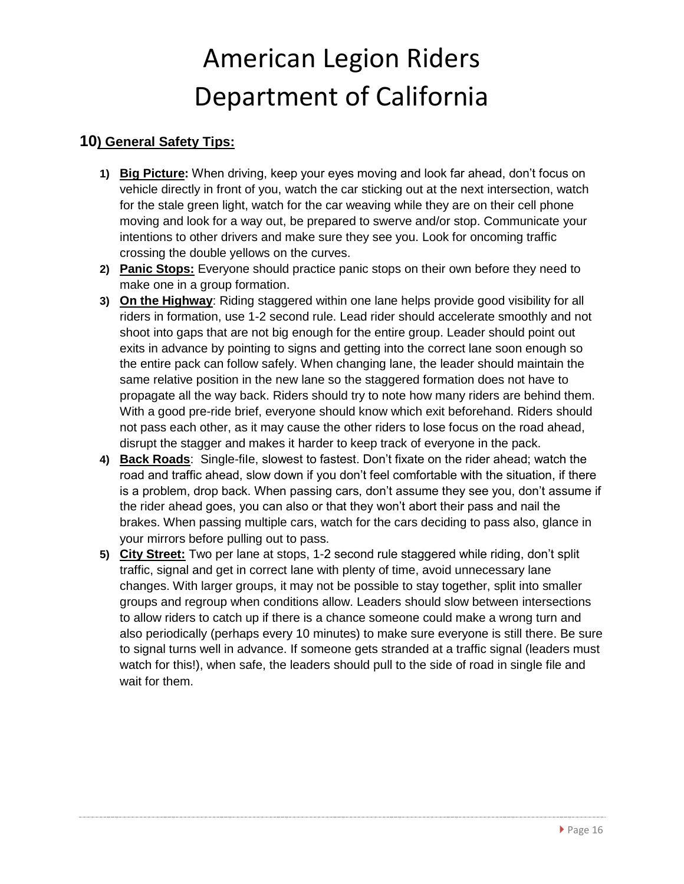# American Legion Riders Department of California

## 10) General Safety Tips:

1) **Big Picture:** When driving, keep your eyes moving and look far ahead, don't focus on vehicle directly in front of you, watch the car sticking out at the next intersection, watch for the stale green light, watch for the car weaving while they are on their cell phone moving and look for a way out, be prepared to swerve and/or stop. Communicate your intentions to other drivers and make sure they see you. Look for oncoming traffic crossing the double yellows on the curves.
2) **Panic Stops:** Everyone should practice panic stops on their own before they need to make one in a group formation.
3) **On the Highway**: Riding staggered within one lane helps provide good visibility for all riders in formation, use 1-2 second rule. Lead rider should accelerate smoothly and not shoot into gaps that are not big enough for the entire group. Leader should point out exits in advance by pointing to signs and getting into the correct lane soon enough so the entire pack can follow safely. When changing lane, the leader should maintain the same relative position in the new lane so the staggered formation does not have to propagate all the way back. Riders should try to note how many riders are behind them. With a good pre-ride brief, everyone should know which exit beforehand. Riders should not pass each other, as it may cause the other riders to lose focus on the road ahead, disrupt the stagger and makes it harder to keep track of everyone in the pack.
4) **Back Roads**: Single-file, slowest to fastest. Don't fixate on the rider ahead; watch the road and traffic ahead, slow down if you don't feel comfortable with the situation, if there is a problem, drop back. When passing cars, don't assume they see you, don't assume if the rider ahead goes, you can also or that they won't abort their pass and nail the brakes. When passing multiple cars, watch for the cars deciding to pass also, glance in your mirrors before pulling out to pass.
5) **City Street:** Two per lane at stops, 1-2 second rule staggered while riding, don't split traffic, signal and get in correct lane with plenty of time, avoid unnecessary lane changes. With larger groups, it may not be possible to stay together, split into smaller groups and regroup when conditions allow. Leaders should slow between intersections to allow riders to catch up if there is a chance someone could make a wrong turn and also periodically (perhaps every 10 minutes) to make sure everyone is still there. Be sure to signal turns well in advance. If someone gets stranded at a traffic signal (leaders must watch for this!), when safe, the leaders should pull to the side of road in single file and wait for them.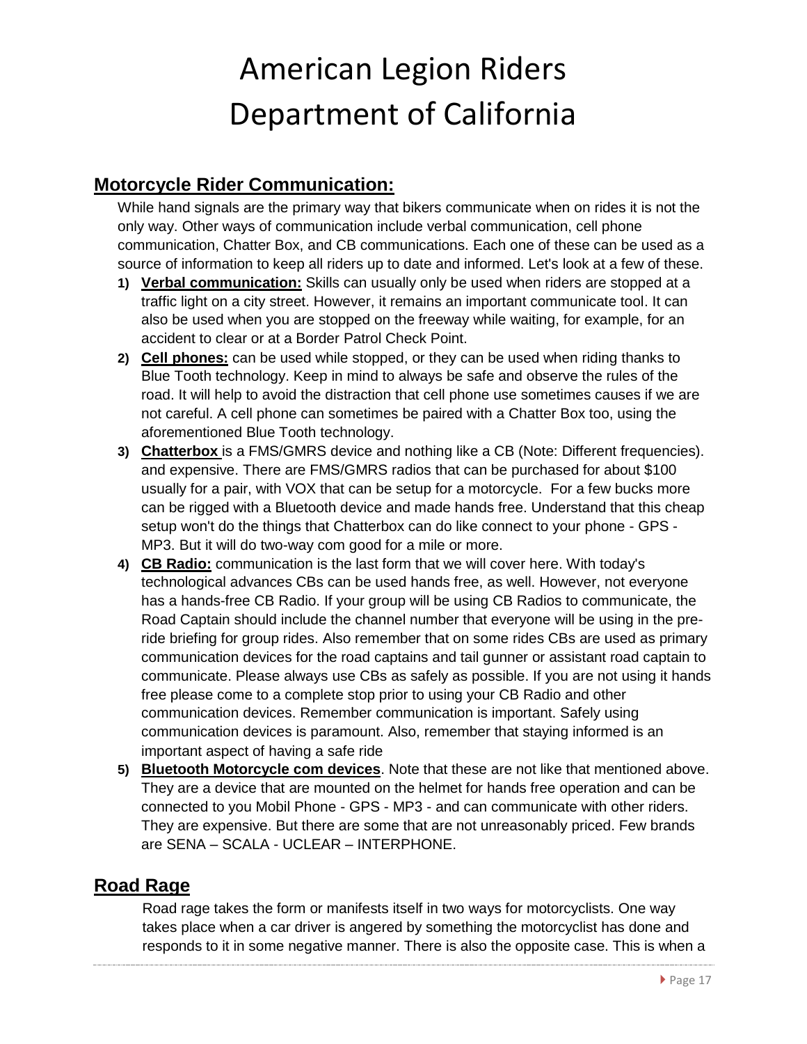# American Legion Riders
# Department of California

## Motorcycle Rider Communication:

While hand signals are the primary way that bikers communicate when on rides it is not the only way. Other ways of communication include verbal communication, cell phone communication, Chatter Box, and CB communications. Each one of these can be used as a source of information to keep all riders up to date and informed. Let's look at a few of these.

1) **Verbal communication:** Skills can usually only be used when riders are stopped at a traffic light on a city street. However, it remains an important communicate tool. It can also be used when you are stopped on the freeway while waiting, for example, for an accident to clear or at a Border Patrol Check Point.
2) **Cell phones:** can be used while stopped, or they can be used when riding thanks to Blue Tooth technology. Keep in mind to always be safe and observe the rules of the road. It will help to avoid the distraction that cell phone use sometimes causes if we are not careful. A cell phone can sometimes be paired with a Chatter Box too, using the aforementioned Blue Tooth technology.
3) **Chatterbox** is a FMS/GMRS device and nothing like a CB (Note: Different frequencies). and expensive. There are FMS/GMRS radios that can be purchased for about $100 usually for a pair, with VOX that can be setup for a motorcycle. For a few bucks more can be rigged with a Bluetooth device and made hands free. Understand that this cheap setup won't do the things that Chatterbox can do like connect to your phone - GPS - MP3. But it will do two-way com good for a mile or more.
4) **CB Radio:** communication is the last form that we will cover here. With today's technological advances CBs can be used hands free, as well. However, not everyone has a hands-free CB Radio. If your group will be using CB Radios to communicate, the Road Captain should include the channel number that everyone will be using in the pre-ride briefing for group rides. Also remember that on some rides CBs are used as primary communication devices for the road captains and tail gunner or assistant road captain to communicate. Please always use CBs as safely as possible. If you are not using it hands free please come to a complete stop prior to using your CB Radio and other communication devices. Remember communication is important. Safely using communication devices is paramount. Also, remember that staying informed is an important aspect of having a safe ride
5) **Bluetooth Motorcycle com devices**. Note that these are not like that mentioned above. They are a device that are mounted on the helmet for hands free operation and can be connected to you Mobil Phone - GPS - MP3 - and can communicate with other riders. They are expensive. But there are some that are not unreasonably priced. Few brands are SENA – SCALA - UCLEAR – INTERPHONE.

## Road Rage

Road rage takes the form or manifests itself in two ways for motorcyclists. One way takes place when a car driver is angered by something the motorcyclist has done and responds to it in some negative manner. There is also the opposite case. This is when a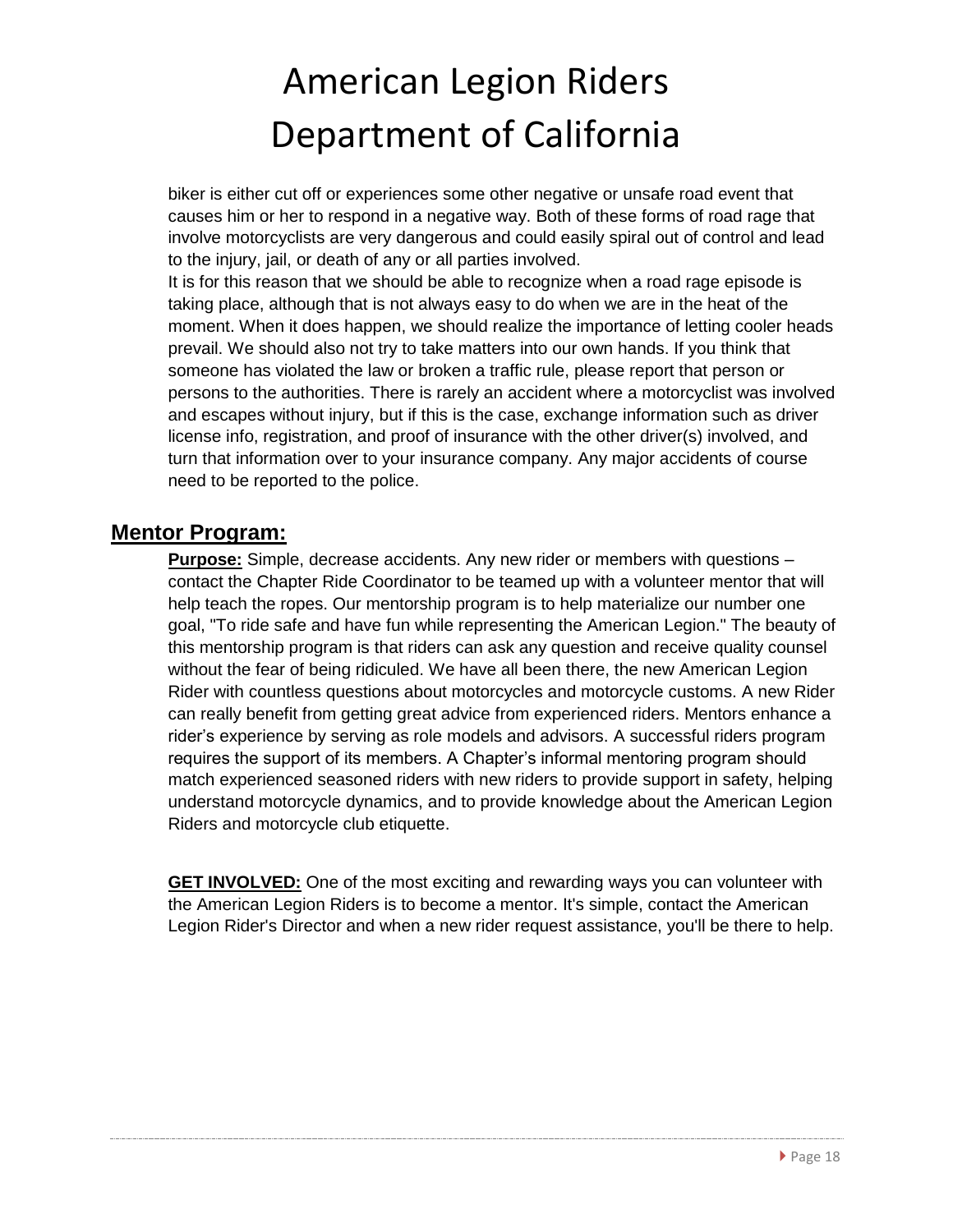biker is either cut off or experiences some other negative or unsafe road event that causes him or her to respond in a negative way. Both of these forms of road rage that involve motorcyclists are very dangerous and could easily spiral out of control and lead to the injury, jail, or death of any or all parties involved.

It is for this reason that we should be able to recognize when a road rage episode is taking place, although that is not always easy to do when we are in the heat of the moment. When it does happen, we should realize the importance of letting cooler heads prevail. We should also not try to take matters into our own hands. If you think that someone has violated the law or broken a traffic rule, please report that person or persons to the authorities. There is rarely an accident where a motorcyclist was involved and escapes without injury, but if this is the case, exchange information such as driver license info, registration, and proof of insurance with the other driver(s) involved, and turn that information over to your insurance company. Any major accidents of course need to be reported to the police.

## Mentor Program:

**Purpose:** Simple, decrease accidents. Any new rider or members with questions – contact the Chapter Ride Coordinator to be teamed up with a volunteer mentor that will help teach the ropes. Our mentorship program is to help materialize our number one goal, "To ride safe and have fun while representing the American Legion." The beauty of this mentorship program is that riders can ask any question and receive quality counsel without the fear of being ridiculed. We have all been there, the new American Legion Rider with countless questions about motorcycles and motorcycle customs. A new Rider can really benefit from getting great advice from experienced riders. Mentors enhance a rider's experience by serving as role models and advisors. A successful riders program requires the support of its members. A Chapter's informal mentoring program should match experienced seasoned riders with new riders to provide support in safety, helping understand motorcycle dynamics, and to provide knowledge about the American Legion Riders and motorcycle club etiquette.

**GET INVOLVED:** One of the most exciting and rewarding ways you can volunteer with the American Legion Riders is to become a mentor. It's simple, contact the American Legion Rider's Director and when a new rider request assistance, you'll be there to help.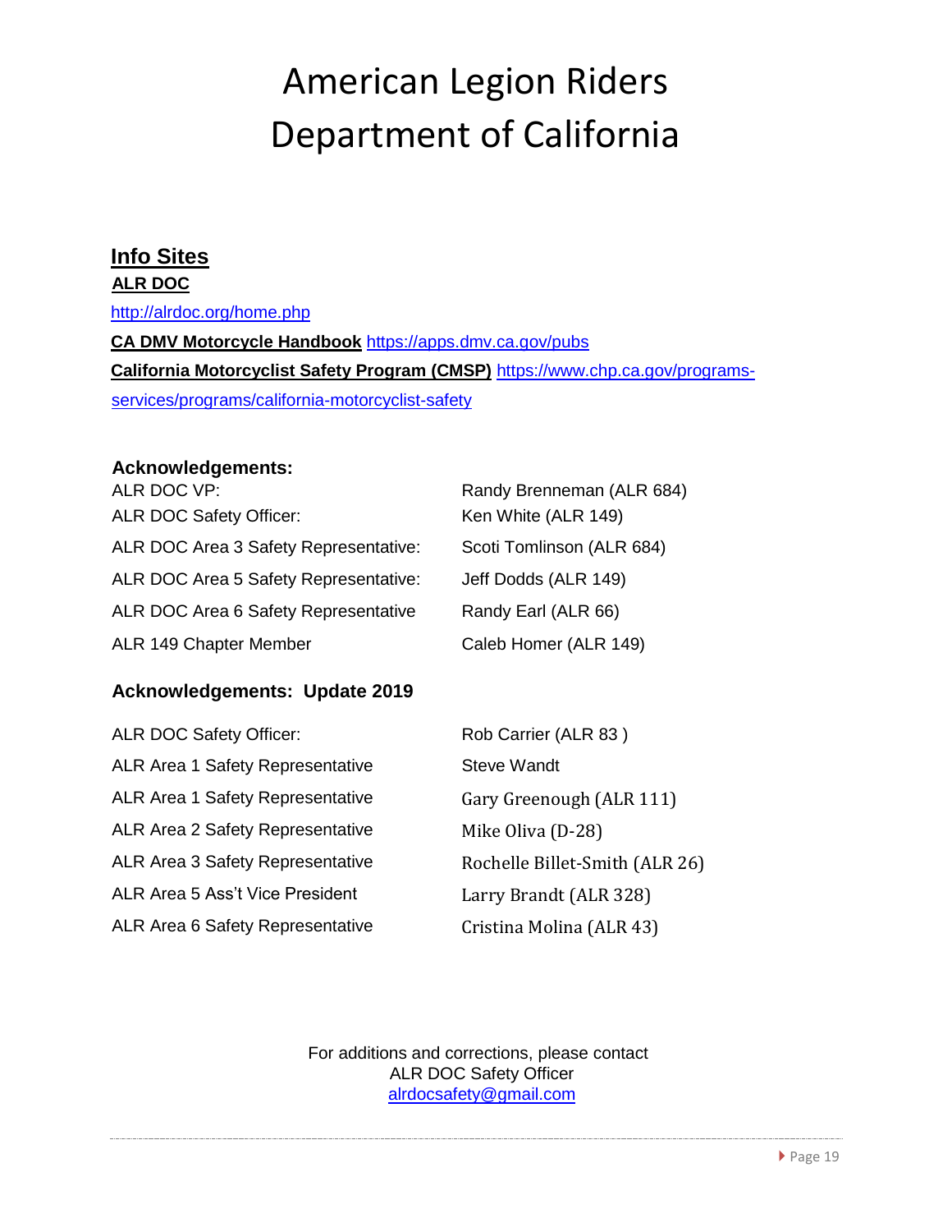# American Legion Riders Department of California

## Info Sites

**ALR DOC**

http://alrdoc.org/home.php

**CA DMV Motorcycle Handbook** https://apps.dmv.ca.gov/pubs

**California Motorcyclist Safety Program (CMSP)** https://www.chp.ca.gov/programs-services/programs/california-motorcyclist-safety

### Acknowledgements:

| | |
|---|---|
| ALR DOC VP: | Randy Brenneman (ALR 684) |
| ALR DOC Safety Officer: | Ken White (ALR 149) |
| ALR DOC Area 3 Safety Representative: | Scoti Tomlinson (ALR 684) |
| ALR DOC Area 5 Safety Representative: | Jeff Dodds (ALR 149) |
| ALR DOC Area 6 Safety Representative | Randy Earl (ALR 66) |
| ALR 149 Chapter Member | Caleb Homer (ALR 149) |

### Acknowledgements: Update 2019

| | |
|---|---|
| ALR DOC Safety Officer: | Rob Carrier (ALR 83 ) |
| ALR Area 1 Safety Representative | Steve Wandt |
| ALR Area 1 Safety Representative | Gary Greenough (ALR 111) |
| ALR Area 2 Safety Representative | Mike Oliva (D-28) |
| ALR Area 3 Safety Representative | Rochelle Billet-Smith (ALR 26) |
| ALR Area 5 Ass't Vice President | Larry Brandt (ALR 328) |
| ALR Area 6 Safety Representative | Cristina Molina (ALR 43) |

For additions and corrections, please contact
ALR DOC Safety Officer
alrdocsafety@gmail.com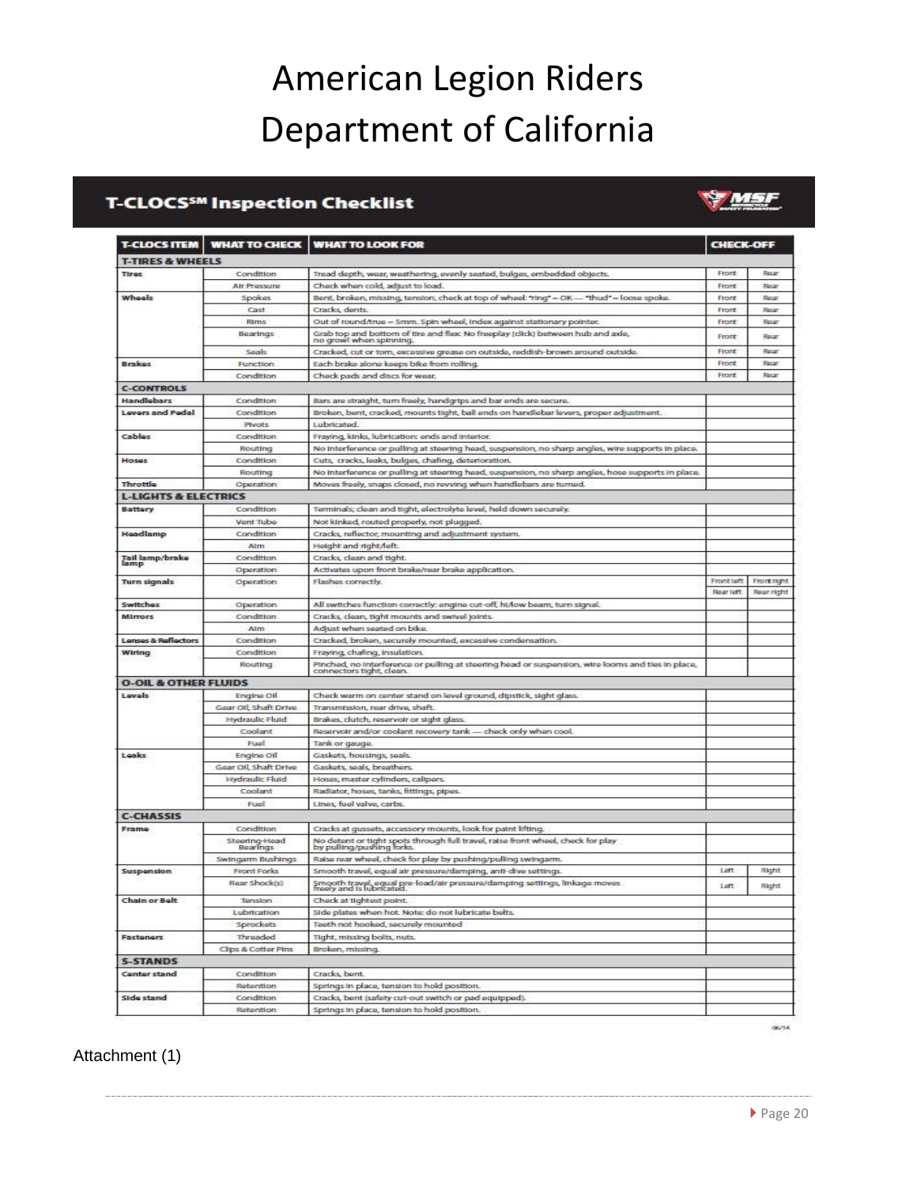# American Legion Riders Department of California

## T-CLOCS℠ Inspection Checklist

MSF

| T-CLOCS ITEM | WHAT TO CHECK | WHAT TO LOOK FOR | CHECK-OFF | |
|---|---|---|---|---|
| **T-TIRES & WHEELS** | | | | |
| **Tires** | Condition | Tread depth, wear, weathering, evenly seated, bulges, embedded objects. | Front | Rear |
| | Air Pressure | Check when cold, adjust to load. | Front | Rear |
| **Wheels** | Spokes | Bent, broken, missing, tension, check at top of wheel: "ring" = OK — "thud" = loose spoke. | Front | Rear |
| | Cast | Cracks, dents. | Front | Rear |
| | Rims | Out of round/true = 5mm. Spin wheel, index against stationary pointer. | Front | Rear |
| | Bearings | Grab top and bottom of tire and flex. No freeplay (click) between hub and axle, no growl when spinning. | Front | Rear |
| | Seals | Cracked, cut or torn, excessive grease on outside, reddish-brown around outside. | Front | Rear |
| **Brakes** | Function | Each brake alone keeps bike from rolling. | Front | Rear |
| | Condition | Check pads and discs for wear. | Front | Rear |
| **C-CONTROLS** | | | | |
| **Handlebars** | Condition | Bars are straight, turn freely, handgrips and bar ends are secure. | | |
| **Levers and Pedal** | Condition | Broken, bent, cracked, mounts tight, ball ends on handlebar levers, proper adjustment. | | |
| | Pivots | Lubricated. | | |
| **Cables** | Condition | Fraying, kinks, lubrication: ends and interior. | | |
| | Routing | No interference or pulling at steering head, suspension, no sharp angles, wire supports in place. | | |
| **Hoses** | Condition | Cuts, cracks, leaks, bulges, chafing, deterioration. | | |
| | Routing | No interference or pulling at steering head, suspension, no sharp angles, hose supports in place. | | |
| **Throttle** | Operation | Moves freely, snaps closed, no revving when handlebars are turned. | | |
| **L-LIGHTS & ELECTRICS** | | | | |
| **Battery** | Condition | Terminals; clean and tight, electrolyte level, held down securely. | | |
| | Vent Tube | Not kinked, routed properly, not plugged. | | |
| **Headlamp** | Condition | Cracks, reflector, mounting and adjustment system. | | |
| | Aim | Height and right/left. | | |
| **Tail lamp/brake lamp** | Condition | Cracks, clean and tight. | | |
| | Operation | Activates upon front brake/rear brake application. | | |
| **Turn signals** | Operation | Flashes correctly. | Front left | Front right |
| | | | Rear left | Rear right |
| **Switches** | Operation | All switches function correctly: engine cut-off, hi/low beam, turn signal. | | |
| **Mirrors** | Condition | Cracks, clean, tight mounts and swivel joints. | | |
| | Aim | Adjust when seated on bike. | | |
| **Lenses & Reflectors** | Condition | Cracked, broken, securely mounted, excessive condensation. | | |
| **Wiring** | Condition | Fraying, chafing, insulation. | | |
| | Routing | Pinched, no interference or pulling at steering head or suspension, wire looms and ties in place, connectors tight, clean. | | |
| **O-OIL & OTHER FLUIDS** | | | | |
| **Levels** | Engine Oil | Check warm on center stand on level ground, dipstick, sight glass. | | |
| | Gear Oil, Shaft Drive | Transmission, rear drive, shaft. | | |
| | Hydraulic Fluid | Brakes, clutch, reservoir or sight glass. | | |
| | Coolant | Reservoir and/or coolant recovery tank — check only when cool. | | |
| | Fuel | Tank or gauge. | | |
| **Leaks** | Engine Oil | Gaskets, housings, seals. | | |
| | Gear Oil, Shaft Drive | Gaskets, seals, breathers. | | |
| | Hydraulic Fluid | Hoses, master cylinders, calipers. | | |
| | Coolant | Radiator, hoses, tanks, fittings, pipes. | | |
| | Fuel | Lines, fuel valve, carbs. | | |
| **C-CHASSIS** | | | | |
| **Frame** | Condition | Cracks at gussets, accessory mounts, look for paint lifting. | | |
| | Steering-Head Bearings | No detent or tight spots through full travel, raise front wheel, check for play by pulling/pushing forks. | | |
| | Swingarm Bushings | Raise rear wheel, check for play by pushing/pulling swingarm. | | |
| **Suspension** | Front Forks | Smooth travel, equal air pressure/damping, anti-dive settings. | Left | Right |
| | Rear Shock(s) | Smooth travel, equal pre-load/air pressure/damping settings, linkage moves freely and is lubricated. | Left | Right |
| **Chain or Belt** | Tension | Check at tightest point. | | |
| | Lubrication | Side plates when hot. Note: do not lubricate belts. | | |
| | Sprockets | Teeth not hooked, securely mounted | | |
| **Fasteners** | Threaded | Tight, missing bolts, nuts. | | |
| | Clips & Cotter Pins | Broken, missing. | | |
| **S-STANDS** | | | | |
| **Center stand** | Condition | Cracks, bent. | | |
| | Retention | Springs in place, tension to hold position. | | |
| **Side stand** | Condition | Cracks, bent (safety cut-out switch or pad equipped). | | |
| | Retention | Springs in place, tension to hold position. | | |

06/14

Attachment (1)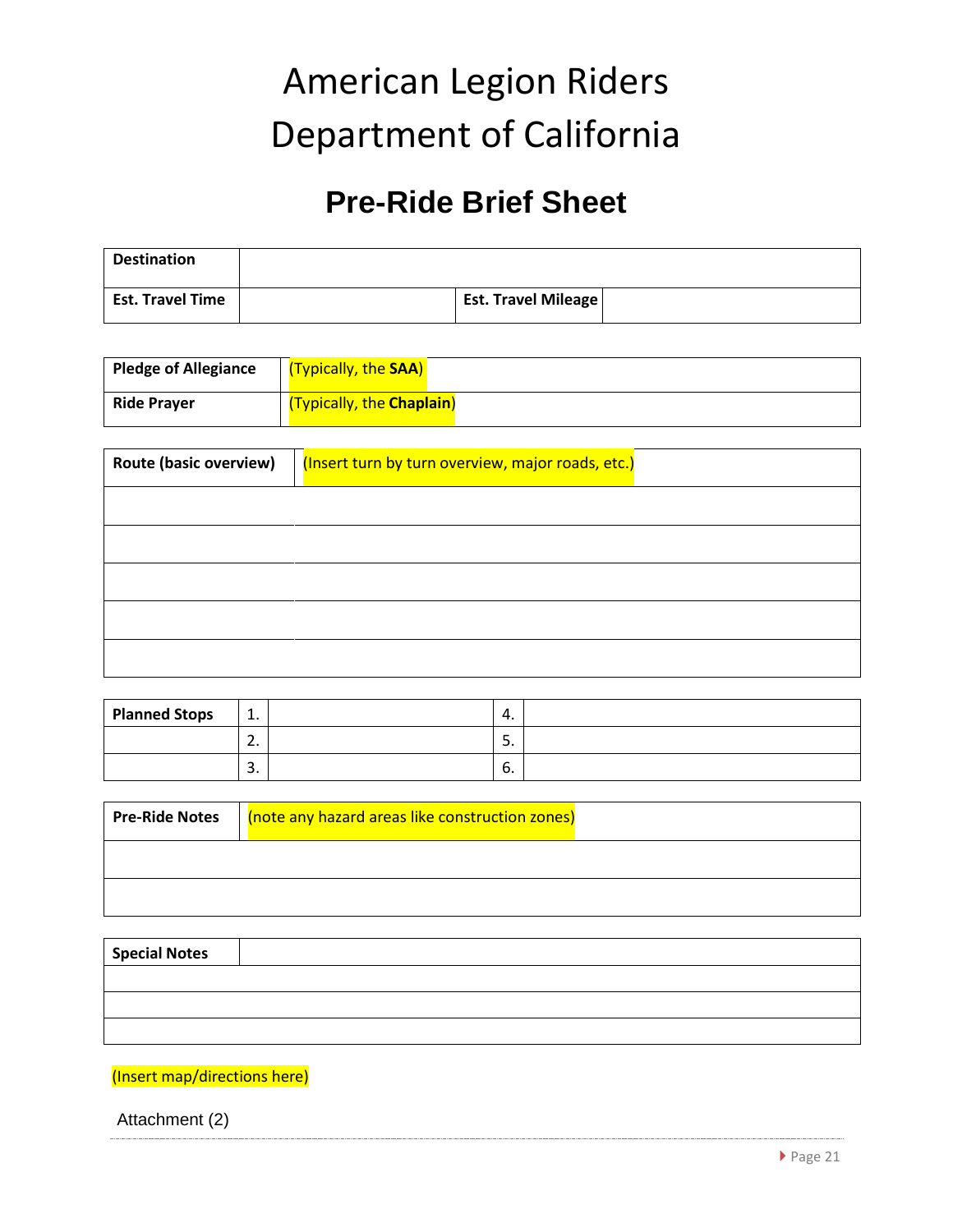# American Legion Riders
# Department of California

## Pre-Ride Brief Sheet

| **Destination** | | | |
|---|---|---|---|
| **Est. Travel Time** | | **Est. Travel Mileage** | |

| **Pledge of Allegiance** | (Typically, the **SAA**) |
|---|---|
| **Ride Prayer** | (Typically, the **Chaplain**) |

| **Route (basic overview)** | (Insert turn by turn overview, major roads, etc.) |
|---|---|
| | |
| | |
| | |
| | |
| | |

| **Planned Stops** | 1. | | 4. | |
|---|---|---|---|---|
| | 2. | | 5. | |
| | 3. | | 6. | |

| **Pre-Ride Notes** | (note any hazard areas like construction zones) |
|---|---|
| | |
| | |

| **Special Notes** | |
|---|---|
| | |
| | |
| | |

(Insert map/directions here)

Attachment (2)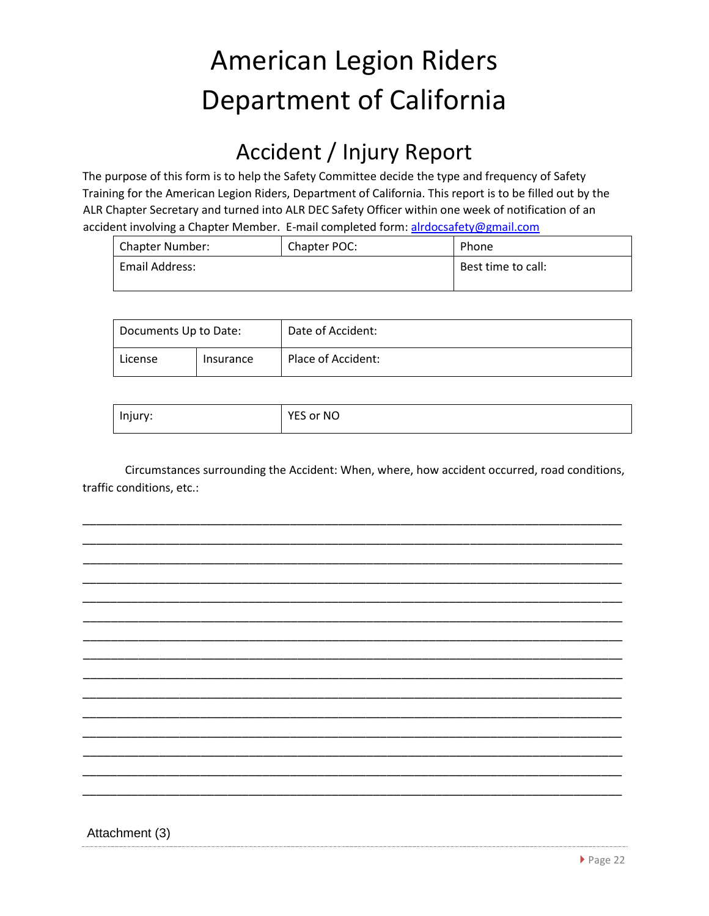# American Legion Riders
# Department of California

## Accident / Injury Report

The purpose of this form is to help the Safety Committee decide the type and frequency of Safety Training for the American Legion Riders, Department of California. This report is to be filled out by the ALR Chapter Secretary and turned into ALR DEC Safety Officer within one week of notification of an accident involving a Chapter Member. E-mail completed form: alrdocsafety@gmail.com

| Chapter Number: | Chapter POC: | Phone |
|---|---|---|
| Email Address: | | Best time to call: |

| Documents Up to Date: | | Date of Accident: |
|---|---|---|
| License | Insurance | Place of Accident: |

| Injury: | YES or NO |
|---|---|

Circumstances surrounding the Accident: When, where, how accident occurred, road conditions, traffic conditions, etc.:

_______________________________________________________________________________

_______________________________________________________________________________

_______________________________________________________________________________

_______________________________________________________________________________

_______________________________________________________________________________

_______________________________________________________________________________

_______________________________________________________________________________

_______________________________________________________________________________

_______________________________________________________________________________

_______________________________________________________________________________

_______________________________________________________________________________

_______________________________________________________________________________

_______________________________________________________________________________

_______________________________________________________________________________

_______________________________________________________________________________

Attachment (3)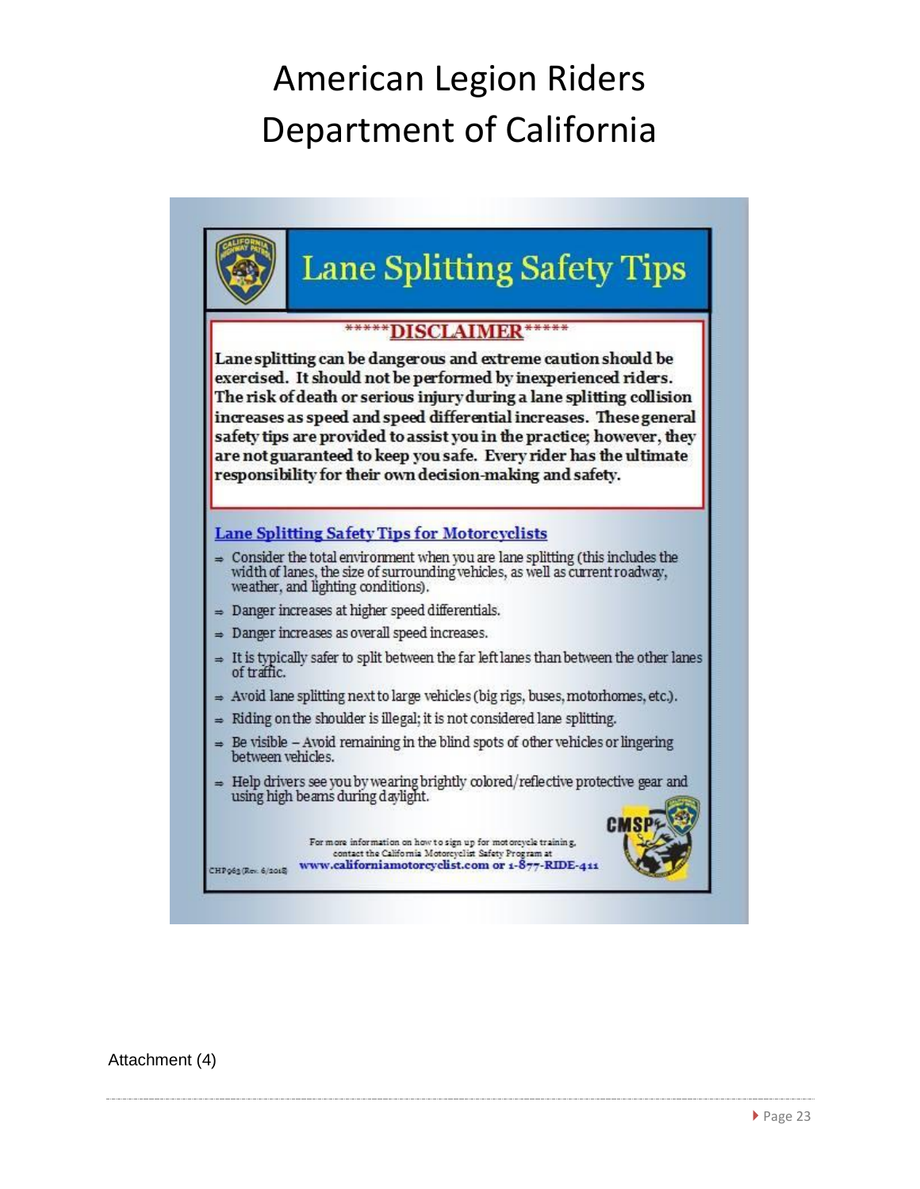# American Legion Riders
# Department of California

## Lane Splitting Safety Tips

*****DISCLAIMER*****

**Lane splitting can be dangerous and extreme caution should be exercised. It should not be performed by inexperienced riders. The risk of death or serious injury during a lane splitting collision increases as speed and speed differential increases. These general safety tips are provided to assist you in the practice; however, they are not guaranteed to keep you safe. Every rider has the ultimate responsibility for their own decision-making and safety.**

### Lane Splitting Safety Tips for Motorcyclists

- Consider the total environment when you are lane splitting (this includes the width of lanes, the size of surrounding vehicles, as well as current roadway, weather, and lighting conditions).
- Danger increases at higher speed differentials.
- Danger increases as overall speed increases.
- It is typically safer to split between the far left lanes than between the other lanes of traffic.
- Avoid lane splitting next to large vehicles (big rigs, buses, motorhomes, etc.).
- Riding on the shoulder is illegal; it is not considered lane splitting.
- Be visible – Avoid remaining in the blind spots of other vehicles or lingering between vehicles.
- Help drivers see you by wearing brightly colored/reflective protective gear and using high beams during daylight.

For more information on how to sign up for motorcycle training, contact the California Motorcyclist Safety Program at
www.californiamotorcyclist.com or 1-877-RIDE-411

CMSP

CHP 963 (Rev. 6/2018)

Attachment (4)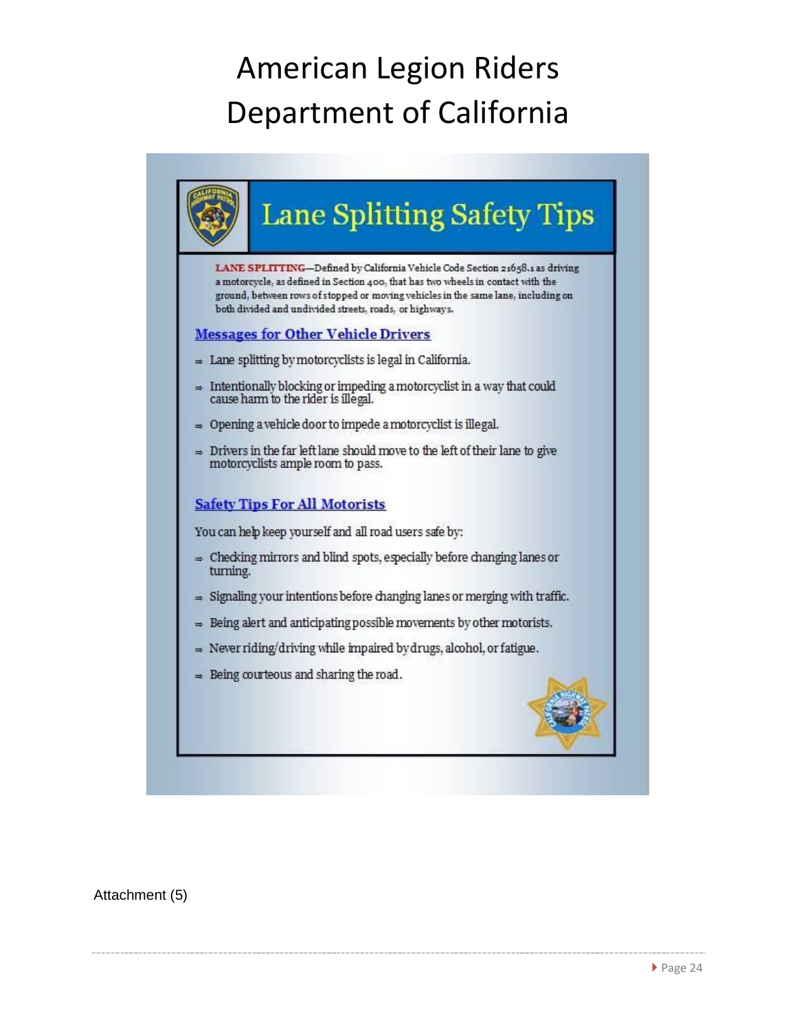# American Legion Riders
# Department of California

## Lane Splitting Safety Tips

**LANE SPLITTING**—Defined by California Vehicle Code Section 21658.1 as driving a motorcycle, as defined in Section 400, that has two wheels in contact with the ground, between rows of stopped or moving vehicles in the same lane, including on both divided and undivided streets, roads, or highways.

### Messages for Other Vehicle Drivers

- Lane splitting by motorcyclists is legal in California.
- Intentionally blocking or impeding a motorcyclist in a way that could cause harm to the rider is illegal.
- Opening a vehicle door to impede a motorcyclist is illegal.
- Drivers in the far left lane should move to the left of their lane to give motorcyclists ample room to pass.

### Safety Tips For All Motorists

You can help keep yourself and all road users safe by:

- Checking mirrors and blind spots, especially before changing lanes or turning.
- Signaling your intentions before changing lanes or merging with traffic.
- Being alert and anticipating possible movements by other motorists.
- Never riding/driving while impaired by drugs, alcohol, or fatigue.
- Being courteous and sharing the road.

Attachment (5)